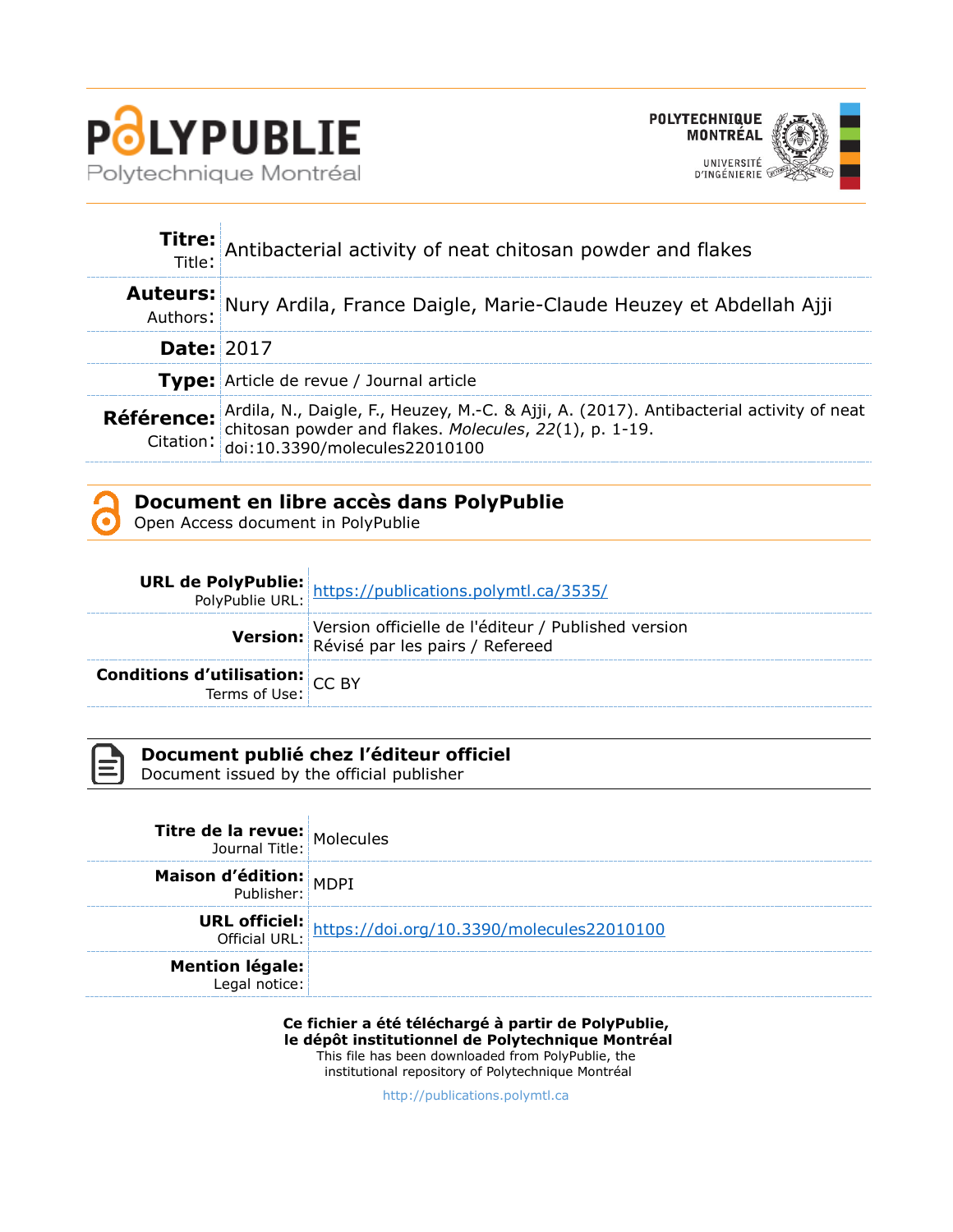**POLYPUBLIE**
Polytechnique Montréal

POLYTECHNIQUE MONTRÉAL
UNIVERSITÉ D'INGÉNIERIE

| | |
|---|---|
| **Titre:** Title: | Antibacterial activity of neat chitosan powder and flakes |
| **Auteurs:** Authors: | Nury Ardila, France Daigle, Marie-Claude Heuzey et Abdellah Ajji |
| **Date:** | 2017 |
| **Type:** | Article de revue / Journal article |
| **Référence:** Citation: | Ardila, N., Daigle, F., Heuzey, M.-C. & Ajji, A. (2017). Antibacterial activity of neat chitosan powder and flakes. *Molecules*, *22*(1), p. 1-19. doi:10.3390/molecules22010100 |

## Document en libre accès dans PolyPublie
Open Access document in PolyPublie

| | |
|---|---|
| **URL de PolyPublie:** PolyPublie URL: | https://publications.polymtl.ca/3535/ |
| **Version:** | Version officielle de l'éditeur / Published version Révisé par les pairs / Refereed |
| **Conditions d'utilisation:** Terms of Use: | CC BY |

## Document publié chez l'éditeur officiel
Document issued by the official publisher

| | |
|---|---|
| **Titre de la revue:** Journal Title: | Molecules |
| **Maison d'édition:** Publisher: | MDPI |
| **URL officiel:** Official URL: | https://doi.org/10.3390/molecules22010100 |
| **Mention légale:** Legal notice: | |

**Ce fichier a été téléchargé à partir de PolyPublie, le dépôt institutionnel de Polytechnique Montréal**
This file has been downloaded from PolyPublie, the institutional repository of Polytechnique Montréal

http://publications.polymtl.ca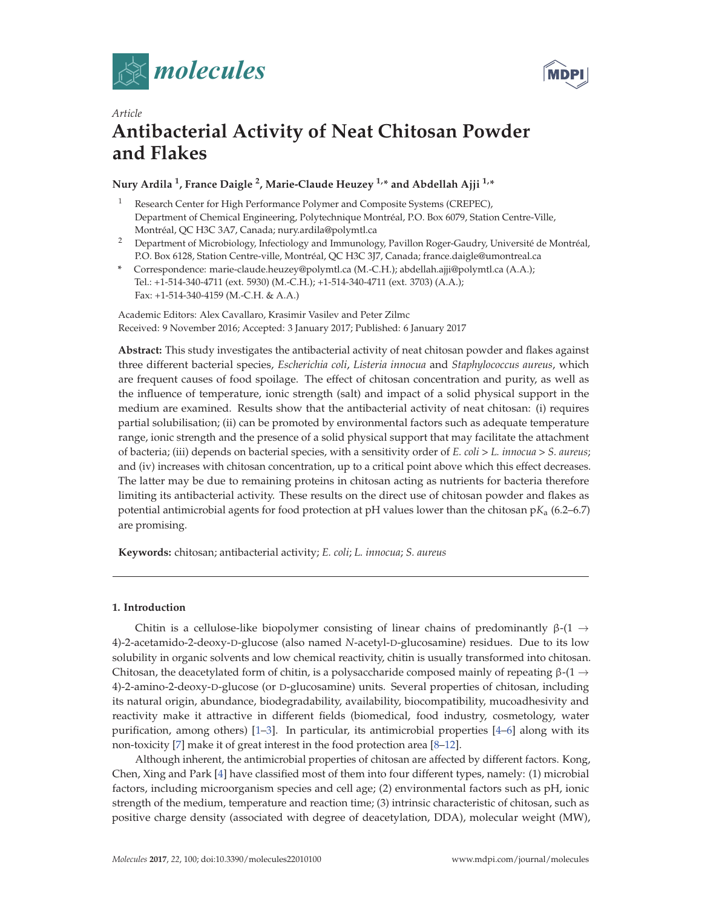# Article

# Antibacterial Activity of Neat Chitosan Powder and Flakes

**Nury Ardila [1], France Daigle [2], Marie-Claude Heuzey [1,*] and Abdellah Ajji [1,*]**

[1] Research Center for High Performance Polymer and Composite Systems (CREPEC), Department of Chemical Engineering, Polytechnique Montréal, P.O. Box 6079, Station Centre-Ville, Montréal, QC H3C 3A7, Canada; nury.ardila@polymtl.ca

[2] Department of Microbiology, Infectiology and Immunology, Pavillon Roger-Gaudry, Université de Montréal, P.O. Box 6128, Station Centre-ville, Montréal, QC H3C 3J7, Canada; france.daigle@umontreal.ca

[*] Correspondence: marie-claude.heuzey@polymtl.ca (M.-C.H.); abdellah.ajji@polymtl.ca (A.A.); Tel.: +1-514-340-4711 (ext. 5930) (M.-C.H.); +1-514-340-4711 (ext. 3703) (A.A.); Fax: +1-514-340-4159 (M.-C.H. & A.A.)

Academic Editors: Alex Cavallaro, Krasimir Vasilev and Peter Zilmc

Received: 9 November 2016; Accepted: 3 January 2017; Published: 6 January 2017

**Abstract:** This study investigates the antibacterial activity of neat chitosan powder and flakes against three different bacterial species, *Escherichia coli*, *Listeria innocua* and *Staphylococcus aureus*, which are frequent causes of food spoilage. The effect of chitosan concentration and purity, as well as the influence of temperature, ionic strength (salt) and impact of a solid physical support in the medium are examined. Results show that the antibacterial activity of neat chitosan: (i) requires partial solubilisation; (ii) can be promoted by environmental factors such as adequate temperature range, ionic strength and the presence of a solid physical support that may facilitate the attachment of bacteria; (iii) depends on bacterial species, with a sensitivity order of *E. coli* > *L. innocua* > *S. aureus*; and (iv) increases with chitosan concentration, up to a critical point above which this effect decreases. The latter may be due to remaining proteins in chitosan acting as nutrients for bacteria therefore limiting its antibacterial activity. These results on the direct use of chitosan powder and flakes as potential antimicrobial agents for food protection at pH values lower than the chitosan p$K_a$ (6.2–6.7) are promising.

**Keywords:** chitosan; antibacterial activity; *E. coli*; *L. innocua*; *S. aureus*

## 1. Introduction

Chitin is a cellulose-like biopolymer consisting of linear chains of predominantly β-(1 → 4)-2-acetamido-2-deoxy-D-glucose (also named *N*-acetyl-D-glucosamine) residues. Due to its low solubility in organic solvents and low chemical reactivity, chitin is usually transformed into chitosan. Chitosan, the deacetylated form of chitin, is a polysaccharide composed mainly of repeating β-(1 → 4)-2-amino-2-deoxy-D-glucose (or D-glucosamine) units. Several properties of chitosan, including its natural origin, abundance, biodegradability, availability, biocompatibility, mucoadhesivity and reactivity make it attractive in different fields (biomedical, food industry, cosmetology, water purification, among others) [1–3]. In particular, its antimicrobial properties [4–6] along with its non-toxicity [7] make it of great interest in the food protection area [8–12].

Although inherent, the antimicrobial properties of chitosan are affected by different factors. Kong, Chen, Xing and Park [4] have classified most of them into four different types, namely: (1) microbial factors, including microorganism species and cell age; (2) environmental factors such as pH, ionic strength of the medium, temperature and reaction time; (3) intrinsic characteristic of chitosan, such as positive charge density (associated with degree of deacetylation, DDA), molecular weight (MW),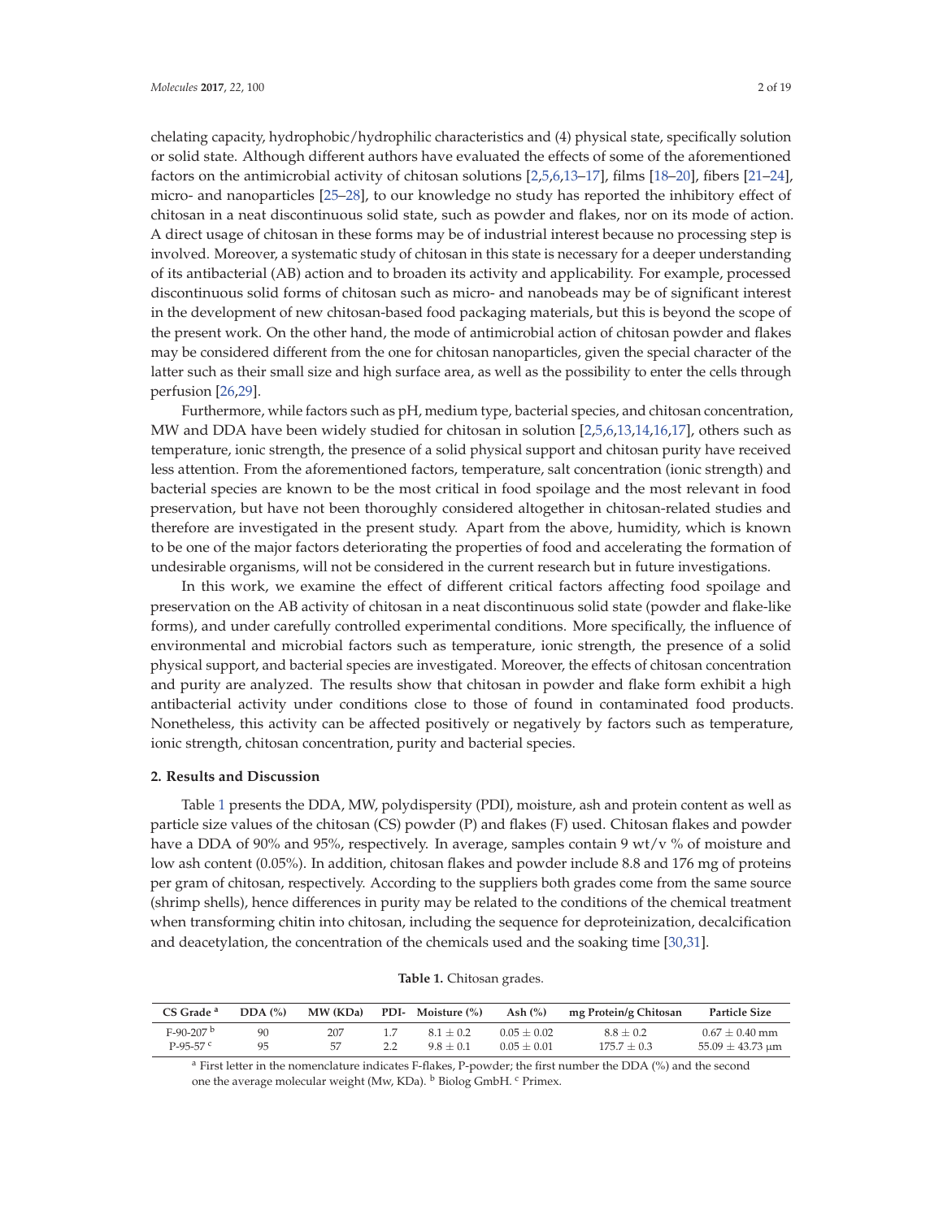chelating capacity, hydrophobic/hydrophilic characteristics and (4) physical state, specifically solution or solid state. Although different authors have evaluated the effects of some of the aforementioned factors on the antimicrobial activity of chitosan solutions [2,5,6,13–17], films [18–20], fibers [21–24], micro- and nanoparticles [25–28], to our knowledge no study has reported the inhibitory effect of chitosan in a neat discontinuous solid state, such as powder and flakes, nor on its mode of action. A direct usage of chitosan in these forms may be of industrial interest because no processing step is involved. Moreover, a systematic study of chitosan in this state is necessary for a deeper understanding of its antibacterial (AB) action and to broaden its activity and applicability. For example, processed discontinuous solid forms of chitosan such as micro- and nanobeads may be of significant interest in the development of new chitosan-based food packaging materials, but this is beyond the scope of the present work. On the other hand, the mode of antimicrobial action of chitosan powder and flakes may be considered different from the one for chitosan nanoparticles, given the special character of the latter such as their small size and high surface area, as well as the possibility to enter the cells through perfusion [26,29].

Furthermore, while factors such as pH, medium type, bacterial species, and chitosan concentration, MW and DDA have been widely studied for chitosan in solution [2,5,6,13,14,16,17], others such as temperature, ionic strength, the presence of a solid physical support and chitosan purity have received less attention. From the aforementioned factors, temperature, salt concentration (ionic strength) and bacterial species are known to be the most critical in food spoilage and the most relevant in food preservation, but have not been thoroughly considered altogether in chitosan-related studies and therefore are investigated in the present study. Apart from the above, humidity, which is known to be one of the major factors deteriorating the properties of food and accelerating the formation of undesirable organisms, will not be considered in the current research but in future investigations.

In this work, we examine the effect of different critical factors affecting food spoilage and preservation on the AB activity of chitosan in a neat discontinuous solid state (powder and flake-like forms), and under carefully controlled experimental conditions. More specifically, the influence of environmental and microbial factors such as temperature, ionic strength, the presence of a solid physical support, and bacterial species are investigated. Moreover, the effects of chitosan concentration and purity are analyzed. The results show that chitosan in powder and flake form exhibit a high antibacterial activity under conditions close to those of found in contaminated food products. Nonetheless, this activity can be affected positively or negatively by factors such as temperature, ionic strength, chitosan concentration, purity and bacterial species.

## 2. Results and Discussion

Table 1 presents the DDA, MW, polydispersity (PDI), moisture, ash and protein content as well as particle size values of the chitosan (CS) powder (P) and flakes (F) used. Chitosan flakes and powder have a DDA of 90% and 95%, respectively. In average, samples contain 9 wt/v % of moisture and low ash content (0.05%). In addition, chitosan flakes and powder include 8.8 and 176 mg of proteins per gram of chitosan, respectively. According to the suppliers both grades come from the same source (shrimp shells), hence differences in purity may be related to the conditions of the chemical treatment when transforming chitin into chitosan, including the sequence for deproteinization, decalcification and deacetylation, the concentration of the chemicals used and the soaking time [30,31].

**Table 1.** Chitosan grades.

| CS Grade [a] | DDA (%) | MW (KDa) | PDI- | Moisture (%) | Ash (%) | mg Protein/g Chitosan | Particle Size |
|---|---|---|---|---|---|---|---|
| F-90-207 [b] | 90 | 207 | 1.7 | 8.1 ± 0.2 | 0.05 ± 0.02 | 8.8 ± 0.2 | 0.67 ± 0.40 mm |
| P-95-57 [c] | 95 | 57 | 2.2 | 9.8 ± 0.1 | 0.05 ± 0.01 | 175.7 ± 0.3 | 55.09 ± 43.73 µm |

[a] First letter in the nomenclature indicates F-flakes, P-powder; the first number the DDA (%) and the second one the average molecular weight (Mw, KDa). [b] Biolog GmbH. [c] Primex.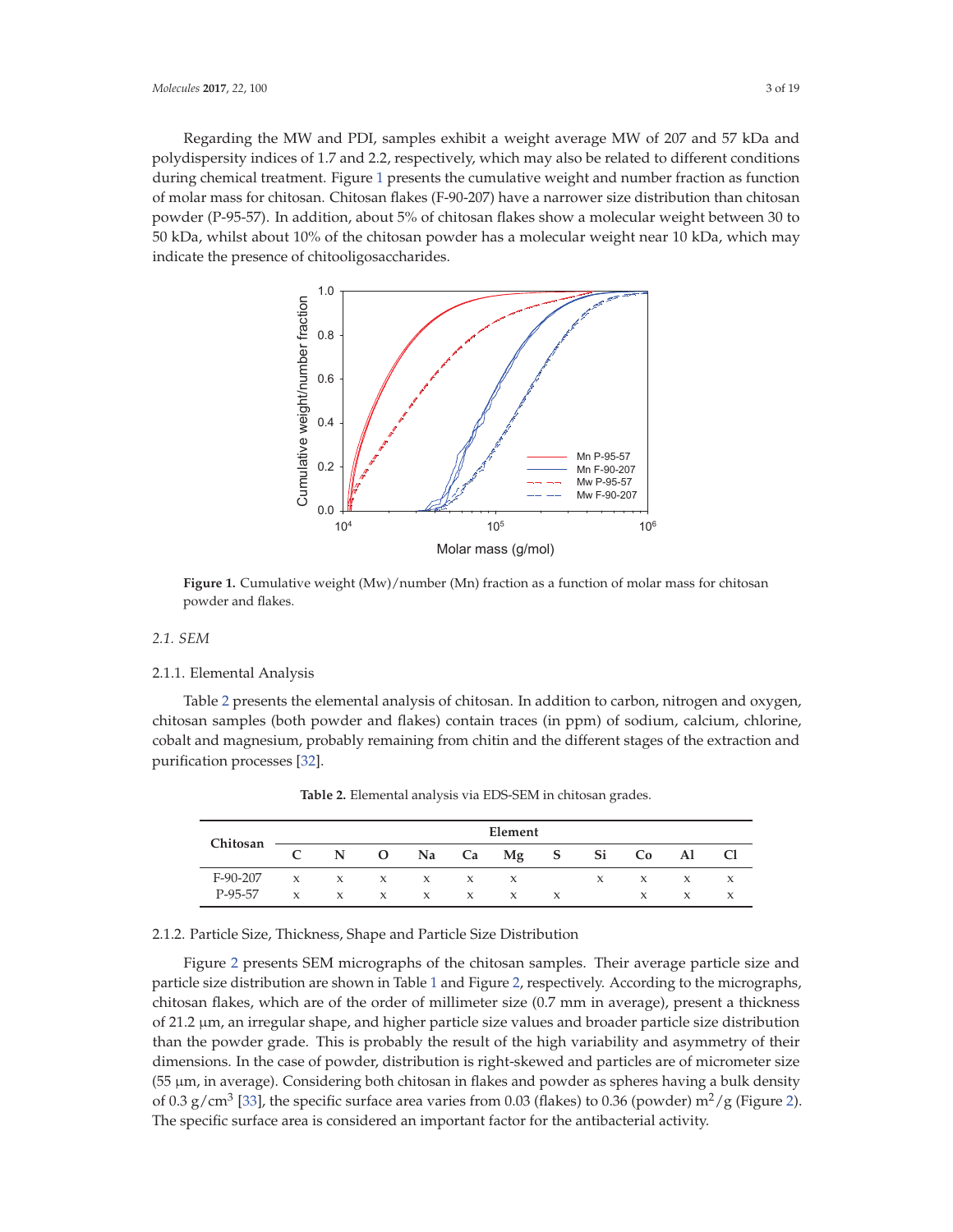Regarding the MW and PDI, samples exhibit a weight average MW of 207 and 57 kDa and polydispersity indices of 1.7 and 2.2, respectively, which may also be related to different conditions during chemical treatment. Figure 1 presents the cumulative weight and number fraction as function of molar mass for chitosan. Chitosan flakes (F-90-207) have a narrower size distribution than chitosan powder (P-95-57). In addition, about 5% of chitosan flakes show a molecular weight between 30 to 50 kDa, whilst about 10% of the chitosan powder has a molecular weight near 10 kDa, which may indicate the presence of chitooligosaccharides.

**Figure 1.** Cumulative weight (Mw)/number (Mn) fraction as a function of molar mass for chitosan powder and flakes.

## 2.1. SEM

### 2.1.1. Elemental Analysis

Table 2 presents the elemental analysis of chitosan. In addition to carbon, nitrogen and oxygen, chitosan samples (both powder and flakes) contain traces (in ppm) of sodium, calcium, chlorine, cobalt and magnesium, probably remaining from chitin and the different stages of the extraction and purification processes [32].

**Table 2.** Elemental analysis via EDS-SEM in chitosan grades.

| Chitosan | Element | | | | | | | | | | |
|---|---|---|---|---|---|---|---|---|---|---|---|
| | C | N | O | Na | Ca | Mg | S | Si | Co | Al | Cl |
| F-90-207 | x | x | x | x | x | x | | x | x | x | x |
| P-95-57 | x | x | x | x | x | x | x | | x | x | x |

### 2.1.2. Particle Size, Thickness, Shape and Particle Size Distribution

Figure 2 presents SEM micrographs of the chitosan samples. Their average particle size and particle size distribution are shown in Table 1 and Figure 2, respectively. According to the micrographs, chitosan flakes, which are of the order of millimeter size (0.7 mm in average), present a thickness of 21.2 µm, an irregular shape, and higher particle size values and broader particle size distribution than the powder grade. This is probably the result of the high variability and asymmetry of their dimensions. In the case of powder, distribution is right-skewed and particles are of micrometer size (55 µm, in average). Considering both chitosan in flakes and powder as spheres having a bulk density of 0.3 $g/cm^3$ [33], the specific surface area varies from 0.03 (flakes) to 0.36 (powder) $m^2/g$ (Figure 2). The specific surface area is considered an important factor for the antibacterial activity.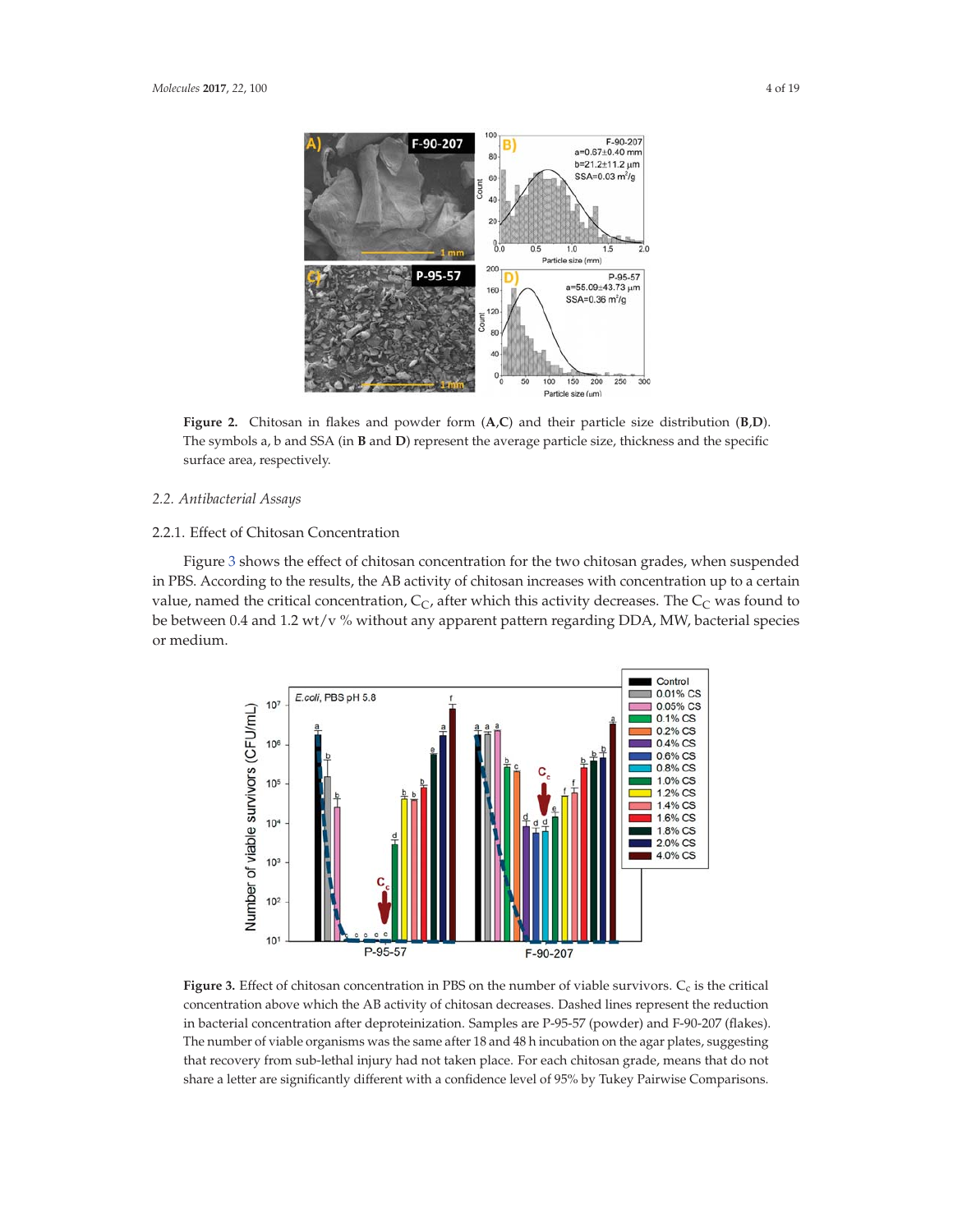**Figure 2.** Chitosan in flakes and powder form (**A**,**C**) and their particle size distribution (**B**,**D**). The symbols a, b and SSA (in **B** and **D**) represent the average particle size, thickness and the specific surface area, respectively.

### 2.2. Antibacterial Assays

#### 2.2.1. Effect of Chitosan Concentration

Figure 3 shows the effect of chitosan concentration for the two chitosan grades, when suspended in PBS. According to the results, the AB activity of chitosan increases with concentration up to a certain value, named the critical concentration, $C_C$, after which this activity decreases. The $C_C$ was found to be between 0.4 and 1.2 wt/v % without any apparent pattern regarding DDA, MW, bacterial species or medium.

**Figure 3.** Effect of chitosan concentration in PBS on the number of viable survivors. $C_c$ is the critical concentration above which the AB activity of chitosan decreases. Dashed lines represent the reduction in bacterial concentration after deproteinization. Samples are P-95-57 (powder) and F-90-207 (flakes). The number of viable organisms was the same after 18 and 48 h incubation on the agar plates, suggesting that recovery from sub-lethal injury had not taken place. For each chitosan grade, means that do not share a letter are significantly different with a confidence level of 95% by Tukey Pairwise Comparisons.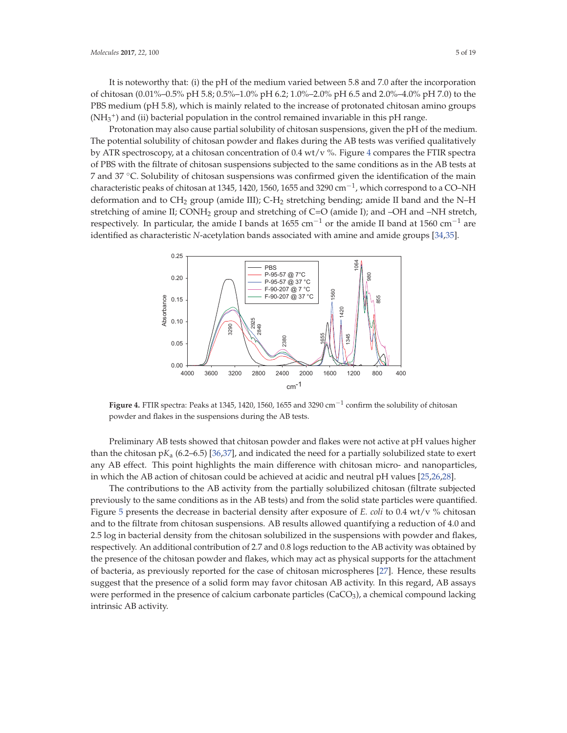It is noteworthy that: (i) the pH of the medium varied between 5.8 and 7.0 after the incorporation of chitosan (0.01%–0.5% pH 5.8; 0.5%–1.0% pH 6.2; 1.0%–2.0% pH 6.5 and 2.0%–4.0% pH 7.0) to the PBS medium (pH 5.8), which is mainly related to the increase of protonated chitosan amino groups ($NH_3^+$) and (ii) bacterial population in the control remained invariable in this pH range.

Protonation may also cause partial solubility of chitosan suspensions, given the pH of the medium. The potential solubility of chitosan powder and flakes during the AB tests was verified qualitatively by ATR spectroscopy, at a chitosan concentration of 0.4 wt/v %. Figure 4 compares the FTIR spectra of PBS with the filtrate of chitosan suspensions subjected to the same conditions as in the AB tests at 7 and 37 °C. Solubility of chitosan suspensions was confirmed given the identification of the main characteristic peaks of chitosan at 1345, 1420, 1560, 1655 and 3290 $cm^{-1}$, which correspond to a CO–NH deformation and to $CH_2$ group (amide III); C-$H_2$ stretching bending; amide II band and the N–H stretching of amine II; $CONH_2$ group and stretching of C=O (amide I); and –OH and –NH stretch, respectively. In particular, the amide I bands at 1655 $cm^{-1}$ or the amide II band at 1560 $cm^{-1}$ are identified as characteristic *N*-acetylation bands associated with amine and amide groups [34,35].

**Figure 4.** FTIR spectra: Peaks at 1345, 1420, 1560, 1655 and 3290 $cm^{-1}$ confirm the solubility of chitosan powder and flakes in the suspensions during the AB tests.

Preliminary AB tests showed that chitosan powder and flakes were not active at pH values higher than the chitosan p$K_a$ (6.2–6.5) [36,37], and indicated the need for a partially solubilized state to exert any AB effect. This point highlights the main difference with chitosan micro- and nanoparticles, in which the AB action of chitosan could be achieved at acidic and neutral pH values [25,26,28].

The contributions to the AB activity from the partially solubilized chitosan (filtrate subjected previously to the same conditions as in the AB tests) and from the solid state particles were quantified. Figure 5 presents the decrease in bacterial density after exposure of *E. coli* to 0.4 wt/v % chitosan and to the filtrate from chitosan suspensions. AB results allowed quantifying a reduction of 4.0 and 2.5 log in bacterial density from the chitosan solubilized in the suspensions with powder and flakes, respectively. An additional contribution of 2.7 and 0.8 logs reduction to the AB activity was obtained by the presence of the chitosan powder and flakes, which may act as physical supports for the attachment of bacteria, as previously reported for the case of chitosan microspheres [27]. Hence, these results suggest that the presence of a solid form may favor chitosan AB activity. In this regard, AB assays were performed in the presence of calcium carbonate particles ($CaCO_3$), a chemical compound lacking intrinsic AB activity.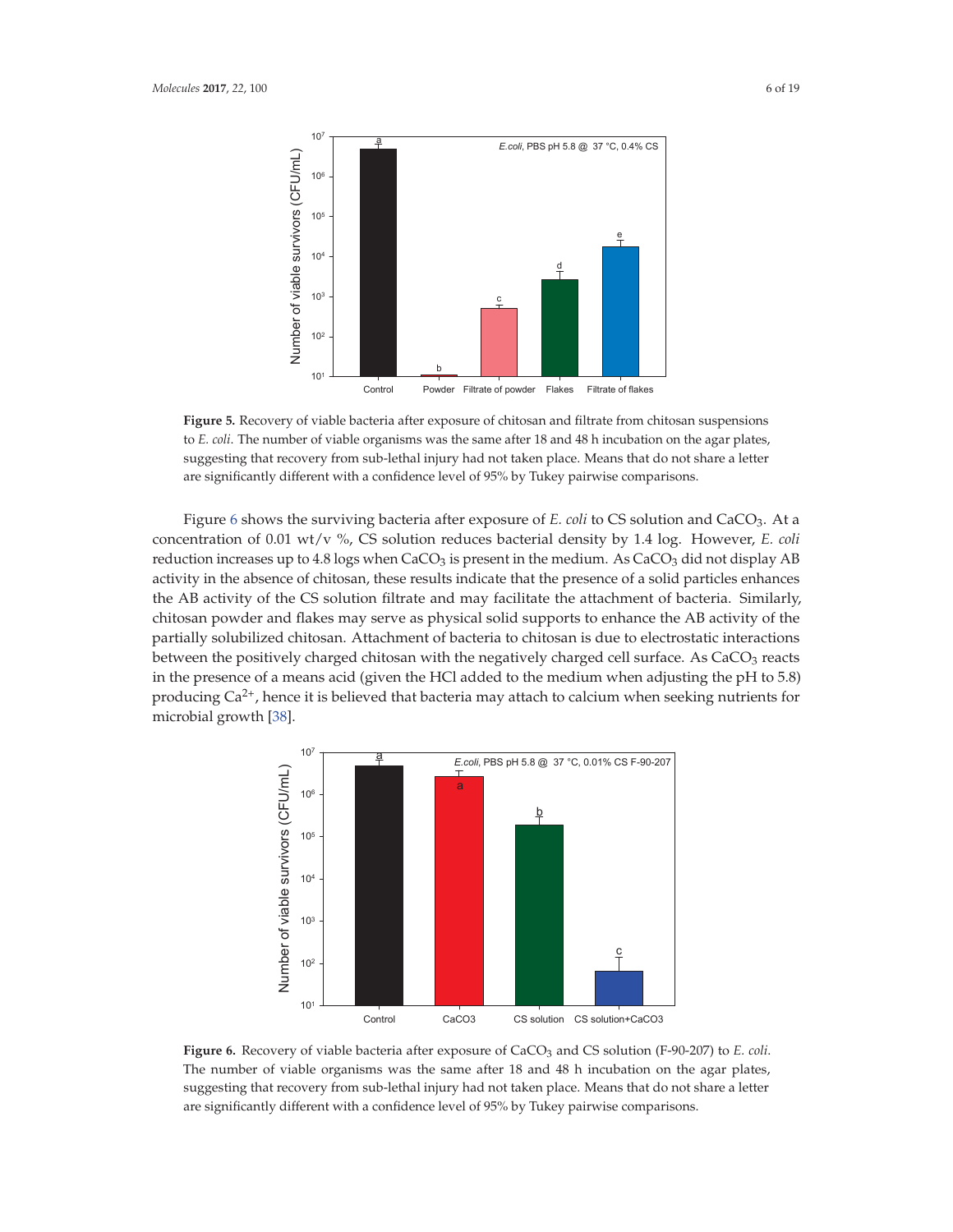**Figure 5.** Recovery of viable bacteria after exposure of chitosan and filtrate from chitosan suspensions to *E. coli*. The number of viable organisms was the same after 18 and 48 h incubation on the agar plates, suggesting that recovery from sub-lethal injury had not taken place. Means that do not share a letter are significantly different with a confidence level of 95% by Tukey pairwise comparisons.

Figure 6 shows the surviving bacteria after exposure of *E. coli* to CS solution and $CaCO_3$. At a concentration of 0.01 wt/v %, CS solution reduces bacterial density by 1.4 log. However, *E. coli* reduction increases up to 4.8 logs when $CaCO_3$ is present in the medium. As $CaCO_3$ did not display AB activity in the absence of chitosan, these results indicate that the presence of a solid particles enhances the AB activity of the CS solution filtrate and may facilitate the attachment of bacteria. Similarly, chitosan powder and flakes may serve as physical solid supports to enhance the AB activity of the partially solubilized chitosan. Attachment of bacteria to chitosan is due to electrostatic interactions between the positively charged chitosan with the negatively charged cell surface. As $CaCO_3$ reacts in the presence of a means acid (given the HCl added to the medium when adjusting the pH to 5.8) producing $Ca^{2+}$, hence it is believed that bacteria may attach to calcium when seeking nutrients for microbial growth [38].

**Figure 6.** Recovery of viable bacteria after exposure of $CaCO_3$ and CS solution (F-90-207) to *E. coli*. The number of viable organisms was the same after 18 and 48 h incubation on the agar plates, suggesting that recovery from sub-lethal injury had not taken place. Means that do not share a letter are significantly different with a confidence level of 95% by Tukey pairwise comparisons.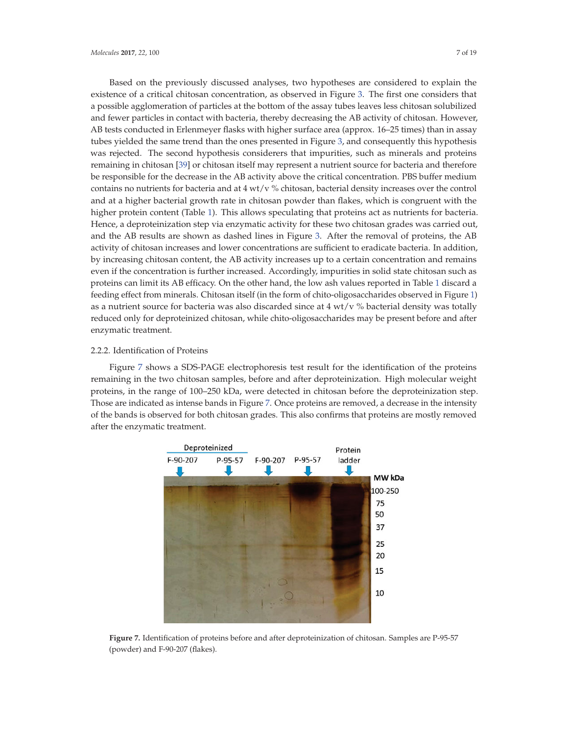Based on the previously discussed analyses, two hypotheses are considered to explain the existence of a critical chitosan concentration, as observed in Figure 3. The first one considers that a possible agglomeration of particles at the bottom of the assay tubes leaves less chitosan solubilized and fewer particles in contact with bacteria, thereby decreasing the AB activity of chitosan. However, AB tests conducted in Erlenmeyer flasks with higher surface area (approx. 16–25 times) than in assay tubes yielded the same trend than the ones presented in Figure 3, and consequently this hypothesis was rejected. The second hypothesis considerers that impurities, such as minerals and proteins remaining in chitosan [39] or chitosan itself may represent a nutrient source for bacteria and therefore be responsible for the decrease in the AB activity above the critical concentration. PBS buffer medium contains no nutrients for bacteria and at 4 wt/v % chitosan, bacterial density increases over the control and at a higher bacterial growth rate in chitosan powder than flakes, which is congruent with the higher protein content (Table 1). This allows speculating that proteins act as nutrients for bacteria. Hence, a deproteinization step via enzymatic activity for these two chitosan grades was carried out, and the AB results are shown as dashed lines in Figure 3. After the removal of proteins, the AB activity of chitosan increases and lower concentrations are sufficient to eradicate bacteria. In addition, by increasing chitosan content, the AB activity increases up to a certain concentration and remains even if the concentration is further increased. Accordingly, impurities in solid state chitosan such as proteins can limit its AB efficacy. On the other hand, the low ash values reported in Table 1 discard a feeding effect from minerals. Chitosan itself (in the form of chito-oligosaccharides observed in Figure 1) as a nutrient source for bacteria was also discarded since at 4 wt/v % bacterial density was totally reduced only for deproteinized chitosan, while chito-oligosaccharides may be present before and after enzymatic treatment.

### 2.2.2. Identification of Proteins

Figure 7 shows a SDS-PAGE electrophoresis test result for the identification of the proteins remaining in the two chitosan samples, before and after deproteinization. High molecular weight proteins, in the range of 100–250 kDa, were detected in chitosan before the deproteinization step. Those are indicated as intense bands in Figure 7. Once proteins are removed, a decrease in the intensity of the bands is observed for both chitosan grades. This also confirms that proteins are mostly removed after the enzymatic treatment.

**Figure 7.** Identification of proteins before and after deproteinization of chitosan. Samples are P-95-57 (powder) and F-90-207 (flakes).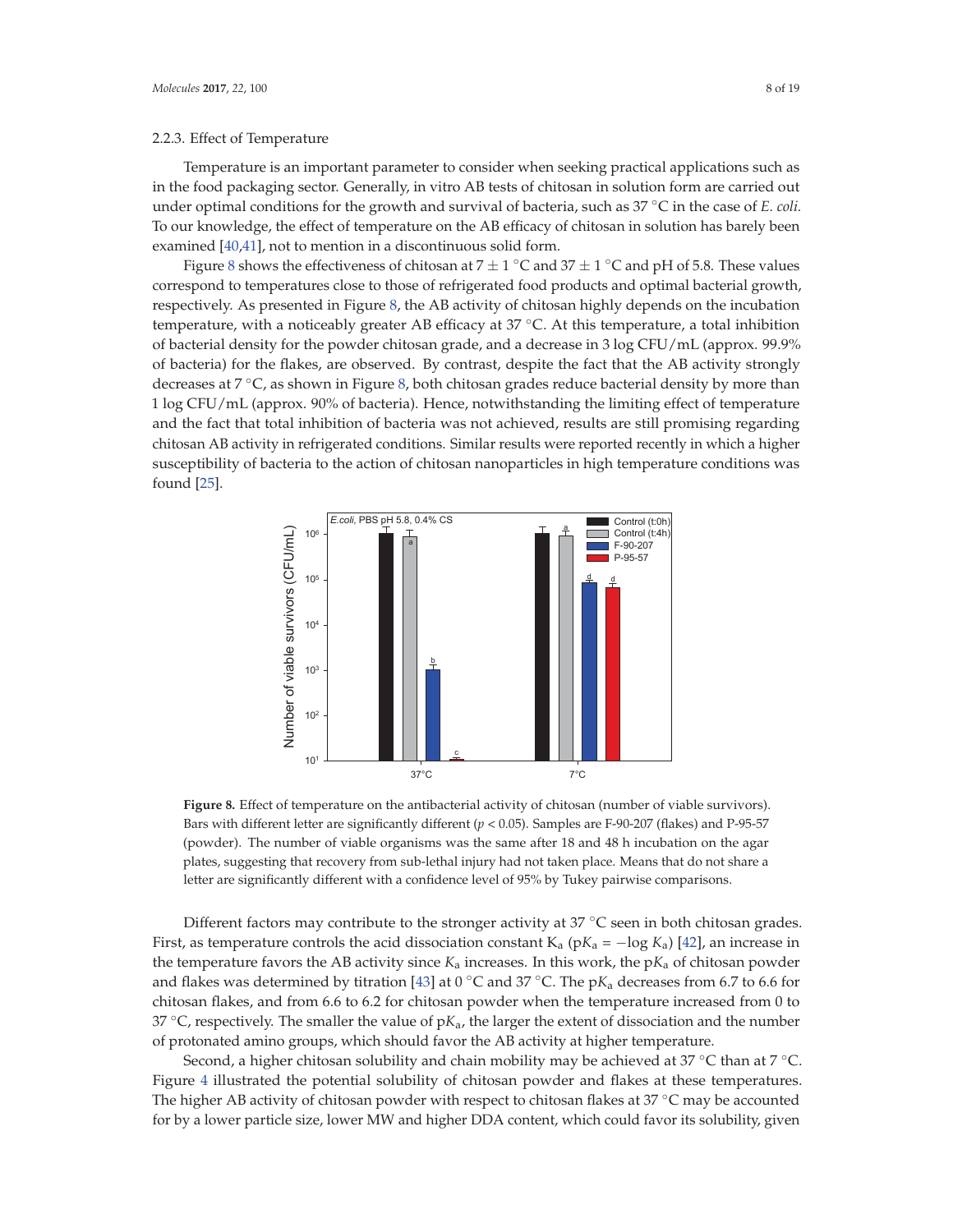### 2.2.3. Effect of Temperature

Temperature is an important parameter to consider when seeking practical applications such as in the food packaging sector. Generally, in vitro AB tests of chitosan in solution form are carried out under optimal conditions for the growth and survival of bacteria, such as 37 °C in the case of *E. coli.* To our knowledge, the effect of temperature on the AB efficacy of chitosan in solution has barely been examined [40,41], not to mention in a discontinuous solid form.

Figure 8 shows the effectiveness of chitosan at 7 ± 1 °C and 37 ± 1 °C and pH of 5.8. These values correspond to temperatures close to those of refrigerated food products and optimal bacterial growth, respectively. As presented in Figure 8, the AB activity of chitosan highly depends on the incubation temperature, with a noticeably greater AB efficacy at 37 °C. At this temperature, a total inhibition of bacterial density for the powder chitosan grade, and a decrease in 3 log CFU/mL (approx. 99.9% of bacteria) for the flakes, are observed. By contrast, despite the fact that the AB activity strongly decreases at 7 °C, as shown in Figure 8, both chitosan grades reduce bacterial density by more than 1 log CFU/mL (approx. 90% of bacteria). Hence, notwithstanding the limiting effect of temperature and the fact that total inhibition of bacteria was not achieved, results are still promising regarding chitosan AB activity in refrigerated conditions. Similar results were reported recently in which a higher susceptibility of bacteria to the action of chitosan nanoparticles in high temperature conditions was found [25].

**Figure 8.** Effect of temperature on the antibacterial activity of chitosan (number of viable survivors). Bars with different letter are significantly different ($p < 0.05$). Samples are F-90-207 (flakes) and P-95-57 (powder). The number of viable organisms was the same after 18 and 48 h incubation on the agar plates, suggesting that recovery from sub-lethal injury had not taken place. Means that do not share a letter are significantly different with a confidence level of 95% by Tukey pairwise comparisons.

Different factors may contribute to the stronger activity at 37 °C seen in both chitosan grades. First, as temperature controls the acid dissociation constant $K_a$ ($pK_a = -\log K_a$) [42], an increase in the temperature favors the AB activity since $K_a$ increases. In this work, the $pK_a$ of chitosan powder and flakes was determined by titration [43] at 0 °C and 37 °C. The $pK_a$ decreases from 6.7 to 6.6 for chitosan flakes, and from 6.6 to 6.2 for chitosan powder when the temperature increased from 0 to 37 °C, respectively. The smaller the value of $pK_a$, the larger the extent of dissociation and the number of protonated amino groups, which should favor the AB activity at higher temperature.

Second, a higher chitosan solubility and chain mobility may be achieved at 37 °C than at 7 °C. Figure 4 illustrated the potential solubility of chitosan powder and flakes at these temperatures. The higher AB activity of chitosan powder with respect to chitosan flakes at 37 °C may be accounted for by a lower particle size, lower MW and higher DDA content, which could favor its solubility, given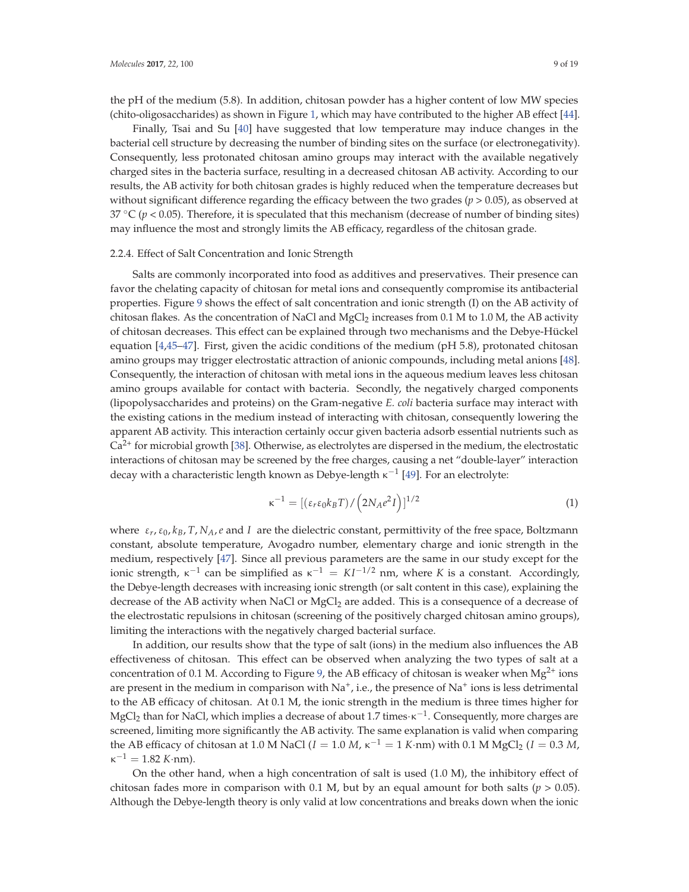the pH of the medium (5.8). In addition, chitosan powder has a higher content of low MW species (chito-oligosaccharides) as shown in Figure 1, which may have contributed to the higher AB effect [44].

Finally, Tsai and Su [40] have suggested that low temperature may induce changes in the bacterial cell structure by decreasing the number of binding sites on the surface (or electronegativity). Consequently, less protonated chitosan amino groups may interact with the available negatively charged sites in the bacteria surface, resulting in a decreased chitosan AB activity. According to our results, the AB activity for both chitosan grades is highly reduced when the temperature decreases but without significant difference regarding the efficacy between the two grades ($p > 0.05$), as observed at 37 °C ($p < 0.05$). Therefore, it is speculated that this mechanism (decrease of number of binding sites) may influence the most and strongly limits the AB efficacy, regardless of the chitosan grade.

### 2.2.4. Effect of Salt Concentration and Ionic Strength

Salts are commonly incorporated into food as additives and preservatives. Their presence can favor the chelating capacity of chitosan for metal ions and consequently compromise its antibacterial properties. Figure 9 shows the effect of salt concentration and ionic strength (I) on the AB activity of chitosan flakes. As the concentration of NaCl and $MgCl_2$ increases from 0.1 M to 1.0 M, the AB activity of chitosan decreases. This effect can be explained through two mechanisms and the Debye-Hückel equation [4,45–47]. First, given the acidic conditions of the medium (pH 5.8), protonated chitosan amino groups may trigger electrostatic attraction of anionic compounds, including metal anions [48]. Consequently, the interaction of chitosan with metal ions in the aqueous medium leaves less chitosan amino groups available for contact with bacteria. Secondly, the negatively charged components (lipopolysaccharides and proteins) on the Gram-negative *E. coli* bacteria surface may interact with the existing cations in the medium instead of interacting with chitosan, consequently lowering the apparent AB activity. This interaction certainly occur given bacteria adsorb essential nutrients such as $Ca^{2+}$ for microbial growth [38]. Otherwise, as electrolytes are dispersed in the medium, the electrostatic interactions of chitosan may be screened by the free charges, causing a net "double-layer" interaction decay with a characteristic length known as Debye-length $\kappa^{-1}$ [49]. For an electrolyte:

$$\kappa^{-1} = \left[(\varepsilon_r \varepsilon_0 k_B T) / \left(2 N_A e^2 I\right)\right]^{1/2} \quad (1)$$

where $\varepsilon_r, \varepsilon_0, k_B, T, N_A, e$ and $I$ are the dielectric constant, permittivity of the free space, Boltzmann constant, absolute temperature, Avogadro number, elementary charge and ionic strength in the medium, respectively [47]. Since all previous parameters are the same in our study except for the ionic strength, $\kappa^{-1}$ can be simplified as $\kappa^{-1} = KI^{-1/2}$ nm, where $K$ is a constant. Accordingly, the Debye-length decreases with increasing ionic strength (or salt content in this case), explaining the decrease of the AB activity when NaCl or $MgCl_2$ are added. This is a consequence of a decrease of the electrostatic repulsions in chitosan (screening of the positively charged chitosan amino groups), limiting the interactions with the negatively charged bacterial surface.

In addition, our results show that the type of salt (ions) in the medium also influences the AB effectiveness of chitosan. This effect can be observed when analyzing the two types of salt at a concentration of 0.1 M. According to Figure 9, the AB efficacy of chitosan is weaker when $Mg^{2+}$ ions are present in the medium in comparison with $Na^{+}$, i.e., the presence of $Na^{+}$ ions is less detrimental to the AB efficacy of chitosan. At 0.1 M, the ionic strength in the medium is three times higher for $MgCl_2$ than for NaCl, which implies a decrease of about 1.7 times·$\kappa^{-1}$. Consequently, more charges are screened, limiting more significantly the AB activity. The same explanation is valid when comparing the AB efficacy of chitosan at 1.0 M NaCl ($I = 1.0$ $M$, $\kappa^{-1} = 1$ $K$·nm) with 0.1 M $MgCl_2$ ($I = 0.3$ $M$, $\kappa^{-1} = 1.82$ $K$·nm).

On the other hand, when a high concentration of salt is used (1.0 M), the inhibitory effect of chitosan fades more in comparison with 0.1 M, but by an equal amount for both salts ($p > 0.05$). Although the Debye-length theory is only valid at low concentrations and breaks down when the ionic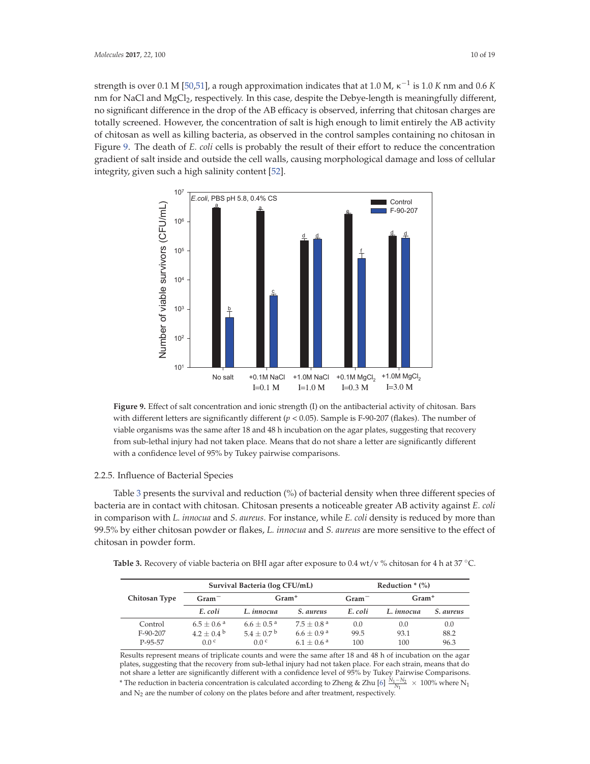strength is over 0.1 M [50,51], a rough approximation indicates that at 1.0 M, $\kappa^{-1}$ is 1.0 *K* nm and 0.6 *K* nm for NaCl and $MgCl_2$, respectively. In this case, despite the Debye-length is meaningfully different, no significant difference in the drop of the AB efficacy is observed, inferring that chitosan charges are totally screened. However, the concentration of salt is high enough to limit entirely the AB activity of chitosan as well as killing bacteria, as observed in the control samples containing no chitosan in Figure 9. The death of *E. coli* cells is probably the result of their effort to reduce the concentration gradient of salt inside and outside the cell walls, causing morphological damage and loss of cellular integrity, given such a high salinity content [52].

**Figure 9.** Effect of salt concentration and ionic strength (I) on the antibacterial activity of chitosan. Bars with different letters are significantly different ($p < 0.05$). Sample is F-90-207 (flakes). The number of viable organisms was the same after 18 and 48 h incubation on the agar plates, suggesting that recovery from sub-lethal injury had not taken place. Means that do not share a letter are significantly different with a confidence level of 95% by Tukey pairwise comparisons.

### 2.2.5. Influence of Bacterial Species

Table 3 presents the survival and reduction (%) of bacterial density when three different species of bacteria are in contact with chitosan. Chitosan presents a noticeable greater AB activity against *E. coli* in comparison with *L. innocua* and *S. aureus*. For instance, while *E. coli* density is reduced by more than 99.5% by either chitosan powder or flakes, *L. innocua* and *S. aureus* are more sensitive to the effect of chitosan in powder form.

**Table 3.** Recovery of viable bacteria on BHI agar after exposure to 0.4 wt/v % chitosan for 4 h at 37 °C.

| Chitosan Type | Survival Bacteria (log CFU/mL) | | | Reduction * (%) | | |
|---|---|---|---|---|---|---|
| | $Gram^-$ | $Gram^+$ | | $Gram^-$ | $Gram^+$ | |
| | *E. coli* | *L. innocua* | *S. aureus* | *E. coli* | *L. innocua* | *S. aureus* |
| Control | $6.5 \pm 0.6$ [a] | $6.6 \pm 0.5$ [a] | $7.5 \pm 0.8$ [a] | 0.0 | 0.0 | 0.0 |
| F-90-207 | $4.2 \pm 0.4$ [b] | $5.4 \pm 0.7$ [b] | $6.6 \pm 0.9$ [a] | 99.5 | 93.1 | 88.2 |
| P-95-57 | 0.0 [c] | 0.0 [c] | $6.1 \pm 0.6$ [a] | 100 | 100 | 96.3 |

Results represent means of triplicate counts and were the same after 18 and 48 h of incubation on the agar plates, suggesting that the recovery from sub-lethal injury had not taken place. For each strain, means that do not share a letter are significantly different with a confidence level of 95% by Tukey Pairwise Comparisons. * The reduction in bacteria concentration is calculated according to Zheng & Zhu [6] $\frac{N_1 - N_2}{N_1} \times 100\%$ where $N_1$ and $N_2$ are the number of colony on the plates before and after treatment, respectively.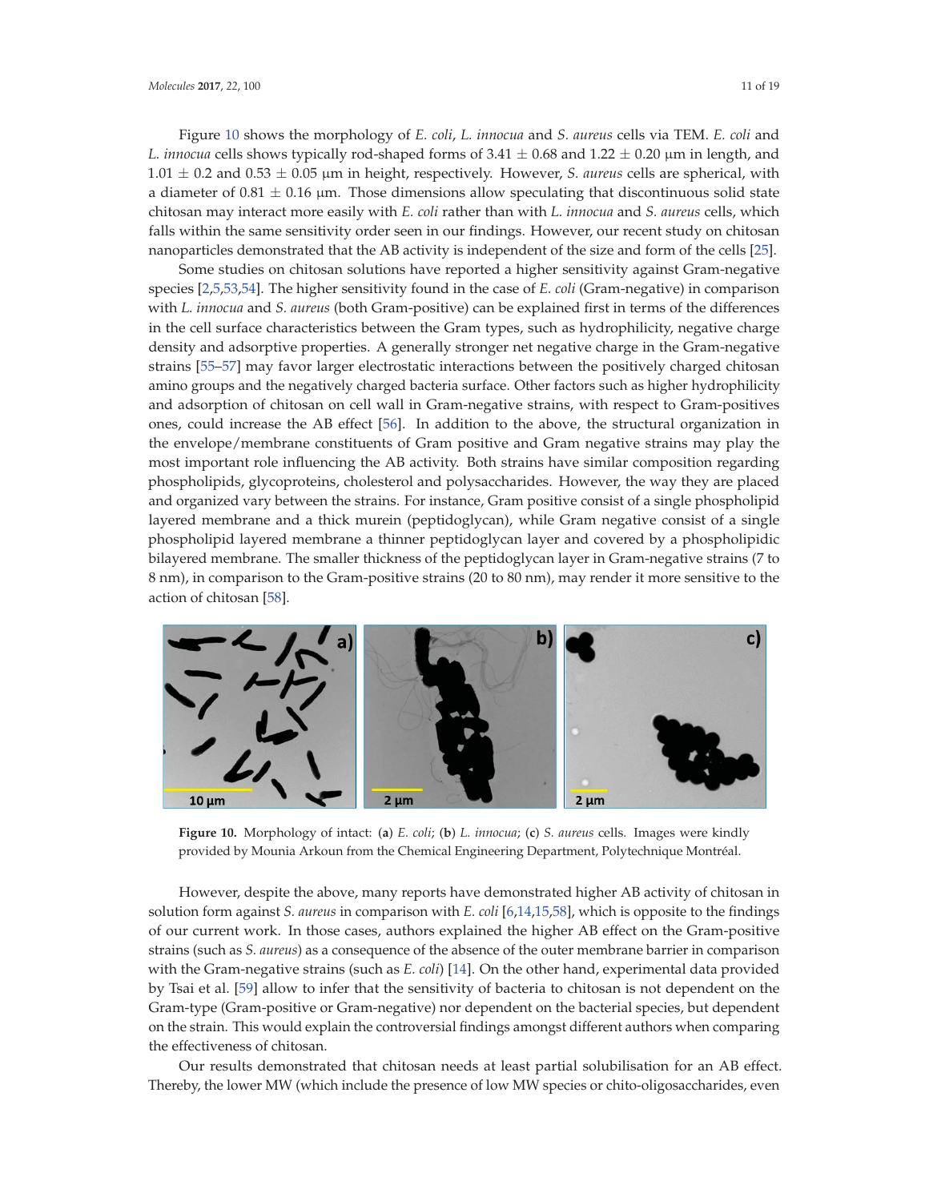Figure 10 shows the morphology of *E. coli*, *L. innocua* and *S. aureus* cells via TEM. *E. coli* and *L. innocua* cells shows typically rod-shaped forms of 3.41 ± 0.68 and 1.22 ± 0.20 μm in length, and 1.01 ± 0.2 and 0.53 ± 0.05 μm in height, respectively. However, *S. aureus* cells are spherical, with a diameter of 0.81 ± 0.16 μm. Those dimensions allow speculating that discontinuous solid state chitosan may interact more easily with *E. coli* rather than with *L. innocua* and *S. aureus* cells, which falls within the same sensitivity order seen in our findings. However, our recent study on chitosan nanoparticles demonstrated that the AB activity is independent of the size and form of the cells [25].

Some studies on chitosan solutions have reported a higher sensitivity against Gram-negative species [2,5,53,54]. The higher sensitivity found in the case of *E. coli* (Gram-negative) in comparison with *L. innocua* and *S. aureus* (both Gram-positive) can be explained first in terms of the differences in the cell surface characteristics between the Gram types, such as hydrophilicity, negative charge density and adsorptive properties. A generally stronger net negative charge in the Gram-negative strains [55–57] may favor larger electrostatic interactions between the positively charged chitosan amino groups and the negatively charged bacteria surface. Other factors such as higher hydrophilicity and adsorption of chitosan on cell wall in Gram-negative strains, with respect to Gram-positives ones, could increase the AB effect [56]. In addition to the above, the structural organization in the envelope/membrane constituents of Gram positive and Gram negative strains may play the most important role influencing the AB activity. Both strains have similar composition regarding phospholipids, glycoproteins, cholesterol and polysaccharides. However, the way they are placed and organized vary between the strains. For instance, Gram positive consist of a single phospholipid layered membrane and a thick murein (peptidoglycan), while Gram negative consist of a single phospholipid layered membrane a thinner peptidoglycan layer and covered by a phospholipidic bilayered membrane. The smaller thickness of the peptidoglycan layer in Gram-negative strains (7 to 8 nm), in comparison to the Gram-positive strains (20 to 80 nm), may render it more sensitive to the action of chitosan [58].

**Figure 10.** Morphology of intact: (**a**) *E. coli*; (**b**) *L. innocua*; (**c**) *S. aureus* cells. Images were kindly provided by Mounia Arkoun from the Chemical Engineering Department, Polytechnique Montréal.

However, despite the above, many reports have demonstrated higher AB activity of chitosan in solution form against *S. aureus* in comparison with *E. coli* [6,14,15,58], which is opposite to the findings of our current work. In those cases, authors explained the higher AB effect on the Gram-positive strains (such as *S. aureus*) as a consequence of the absence of the outer membrane barrier in comparison with the Gram-negative strains (such as *E. coli*) [14]. On the other hand, experimental data provided by Tsai et al. [59] allow to infer that the sensitivity of bacteria to chitosan is not dependent on the Gram-type (Gram-positive or Gram-negative) nor dependent on the bacterial species, but dependent on the strain. This would explain the controversial findings amongst different authors when comparing the effectiveness of chitosan.

Our results demonstrated that chitosan needs at least partial solubilisation for an AB effect. Thereby, the lower MW (which include the presence of low MW species or chito-oligosaccharides, even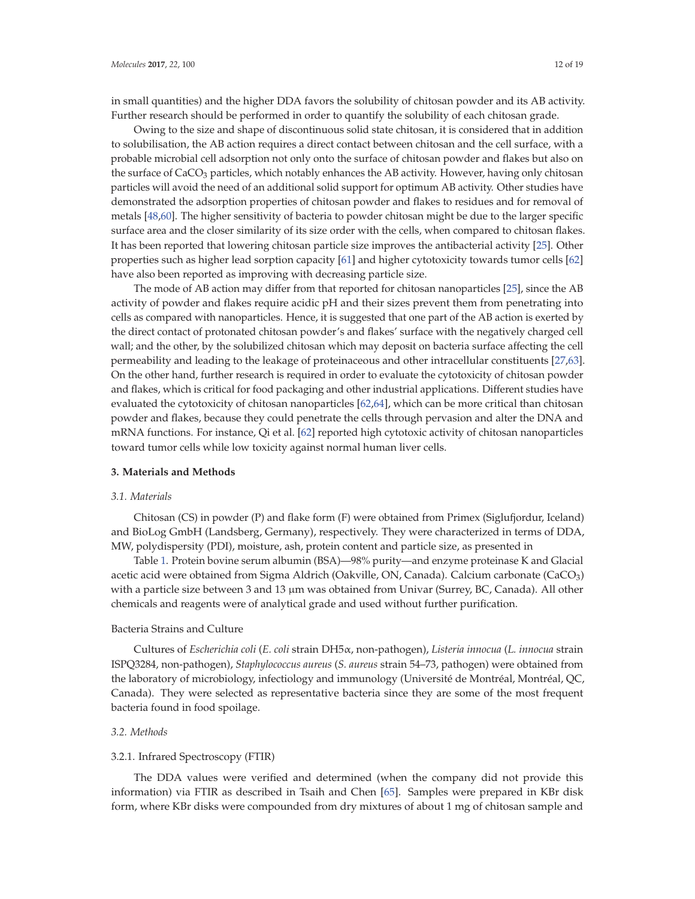in small quantities) and the higher DDA favors the solubility of chitosan powder and its AB activity. Further research should be performed in order to quantify the solubility of each chitosan grade.

Owing to the size and shape of discontinuous solid state chitosan, it is considered that in addition to solubilisation, the AB action requires a direct contact between chitosan and the cell surface, with a probable microbial cell adsorption not only onto the surface of chitosan powder and flakes but also on the surface of $CaCO_3$ particles, which notably enhances the AB activity. However, having only chitosan particles will avoid the need of an additional solid support for optimum AB activity. Other studies have demonstrated the adsorption properties of chitosan powder and flakes to residues and for removal of metals [48,60]. The higher sensitivity of bacteria to powder chitosan might be due to the larger specific surface area and the closer similarity of its size order with the cells, when compared to chitosan flakes. It has been reported that lowering chitosan particle size improves the antibacterial activity [25]. Other properties such as higher lead sorption capacity [61] and higher cytotoxicity towards tumor cells [62] have also been reported as improving with decreasing particle size.

The mode of AB action may differ from that reported for chitosan nanoparticles [25], since the AB activity of powder and flakes require acidic pH and their sizes prevent them from penetrating into cells as compared with nanoparticles. Hence, it is suggested that one part of the AB action is exerted by the direct contact of protonated chitosan powder's and flakes' surface with the negatively charged cell wall; and the other, by the solubilized chitosan which may deposit on bacteria surface affecting the cell permeability and leading to the leakage of proteinaceous and other intracellular constituents [27,63]. On the other hand, further research is required in order to evaluate the cytotoxicity of chitosan powder and flakes, which is critical for food packaging and other industrial applications. Different studies have evaluated the cytotoxicity of chitosan nanoparticles [62,64], which can be more critical than chitosan powder and flakes, because they could penetrate the cells through pervasion and alter the DNA and mRNA functions. For instance, Qi et al. [62] reported high cytotoxic activity of chitosan nanoparticles toward tumor cells while low toxicity against normal human liver cells.

## 3. Materials and Methods

### 3.1. Materials

Chitosan (CS) in powder (P) and flake form (F) were obtained from Primex (Siglufjordur, Iceland) and BioLog GmbH (Landsberg, Germany), respectively. They were characterized in terms of DDA, MW, polydispersity (PDI), moisture, ash, protein content and particle size, as presented in

Table 1. Protein bovine serum albumin (BSA)—98% purity—and enzyme proteinase K and Glacial acetic acid were obtained from Sigma Aldrich (Oakville, ON, Canada). Calcium carbonate ($CaCO_3$) with a particle size between 3 and 13 μm was obtained from Univar (Surrey, BC, Canada). All other chemicals and reagents were of analytical grade and used without further purification.

#### Bacteria Strains and Culture

Cultures of *Escherichia coli* (*E. coli* strain DH5α, non-pathogen), *Listeria innocua* (*L. innocua* strain ISPQ3284, non-pathogen), *Staphylococcus aureus* (*S. aureus* strain 54–73, pathogen) were obtained from the laboratory of microbiology, infectiology and immunology (Université de Montréal, Montréal, QC, Canada). They were selected as representative bacteria since they are some of the most frequent bacteria found in food spoilage.

### 3.2. Methods

#### 3.2.1. Infrared Spectroscopy (FTIR)

The DDA values were verified and determined (when the company did not provide this information) via FTIR as described in Tsaih and Chen [65]. Samples were prepared in KBr disk form, where KBr disks were compounded from dry mixtures of about 1 mg of chitosan sample and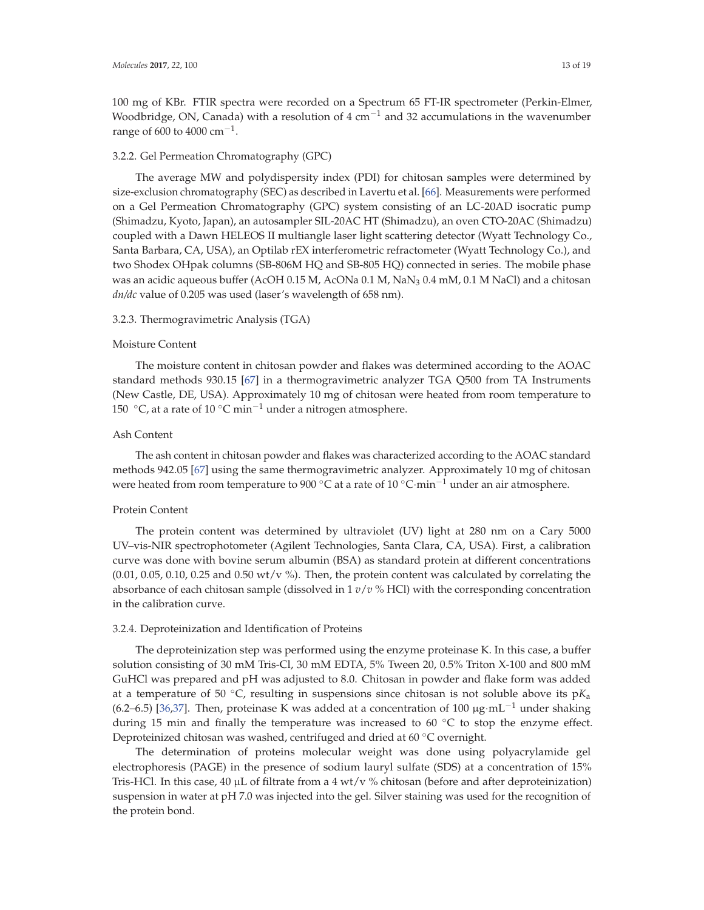100 mg of KBr. FTIR spectra were recorded on a Spectrum 65 FT-IR spectrometer (Perkin-Elmer, Woodbridge, ON, Canada) with a resolution of 4 $cm^{-1}$ and 32 accumulations in the wavenumber range of 600 to 4000 $cm^{-1}$.

### 3.2.2. Gel Permeation Chromatography (GPC)

The average MW and polydispersity index (PDI) for chitosan samples were determined by size-exclusion chromatography (SEC) as described in Lavertu et al. [66]. Measurements were performed on a Gel Permeation Chromatography (GPC) system consisting of an LC-20AD isocratic pump (Shimadzu, Kyoto, Japan), an autosampler SIL-20AC HT (Shimadzu), an oven CTO-20AC (Shimadzu) coupled with a Dawn HELEOS II multiangle laser light scattering detector (Wyatt Technology Co., Santa Barbara, CA, USA), an Optilab rEX interferometric refractometer (Wyatt Technology Co.), and two Shodex OHpak columns (SB-806M HQ and SB-805 HQ) connected in series. The mobile phase was an acidic aqueous buffer (AcOH 0.15 M, AcONa 0.1 M, $NaN_3$ 0.4 mM, 0.1 M NaCl) and a chitosan *dn/dc* value of 0.205 was used (laser's wavelength of 658 nm).

### 3.2.3. Thermogravimetric Analysis (TGA)

#### Moisture Content

The moisture content in chitosan powder and flakes was determined according to the AOAC standard methods 930.15 [67] in a thermogravimetric analyzer TGA Q500 from TA Instruments (New Castle, DE, USA). Approximately 10 mg of chitosan were heated from room temperature to 150 °C, at a rate of 10 °C $min^{-1}$ under a nitrogen atmosphere.

#### Ash Content

The ash content in chitosan powder and flakes was characterized according to the AOAC standard methods 942.05 [67] using the same thermogravimetric analyzer. Approximately 10 mg of chitosan were heated from room temperature to 900 °C at a rate of 10 °C·$min^{-1}$ under an air atmosphere.

#### Protein Content

The protein content was determined by ultraviolet (UV) light at 280 nm on a Cary 5000 UV–vis-NIR spectrophotometer (Agilent Technologies, Santa Clara, CA, USA). First, a calibration curve was done with bovine serum albumin (BSA) as standard protein at different concentrations (0.01, 0.05, 0.10, 0.25 and 0.50 wt/v %). Then, the protein content was calculated by correlating the absorbance of each chitosan sample (dissolved in 1 *v*/*v* % HCl) with the corresponding concentration in the calibration curve.

### 3.2.4. Deproteinization and Identification of Proteins

The deproteinization step was performed using the enzyme proteinase K. In this case, a buffer solution consisting of 30 mM Tris-Cl, 30 mM EDTA, 5% Tween 20, 0.5% Triton X-100 and 800 mM GuHCl was prepared and pH was adjusted to 8.0. Chitosan in powder and flake form was added at a temperature of 50 °C, resulting in suspensions since chitosan is not soluble above its $pK_a$ (6.2–6.5) [36,37]. Then, proteinase K was added at a concentration of 100 μg·$mL^{-1}$ under shaking during 15 min and finally the temperature was increased to 60 °C to stop the enzyme effect. Deproteinized chitosan was washed, centrifuged and dried at 60 °C overnight.

The determination of proteins molecular weight was done using polyacrylamide gel electrophoresis (PAGE) in the presence of sodium lauryl sulfate (SDS) at a concentration of 15% Tris-HCl. In this case, 40 μL of filtrate from a 4 wt/v % chitosan (before and after deproteinization) suspension in water at pH 7.0 was injected into the gel. Silver staining was used for the recognition of the protein bond.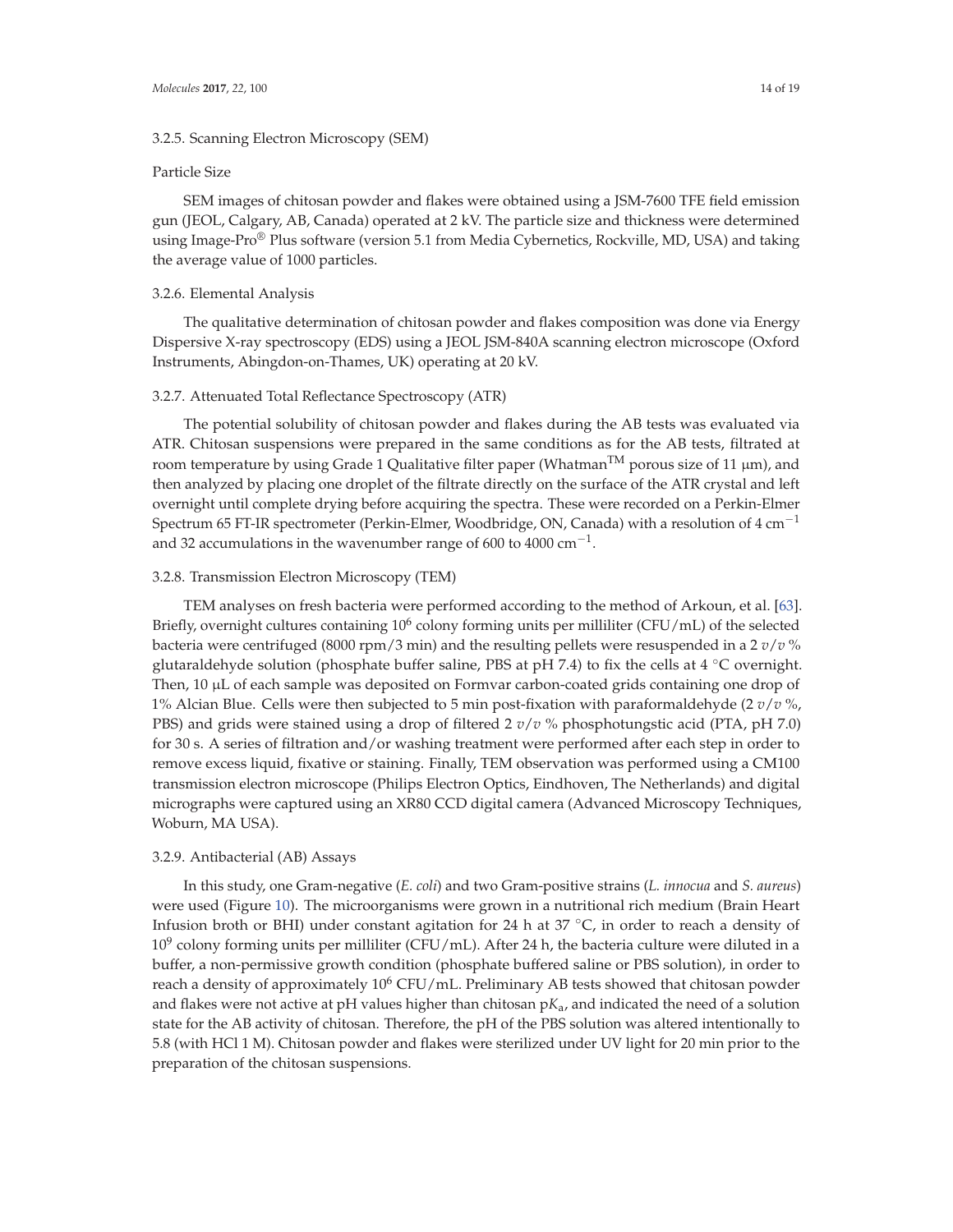### 3.2.5. Scanning Electron Microscopy (SEM)

#### Particle Size

SEM images of chitosan powder and flakes were obtained using a JSM-7600 TFE field emission gun (JEOL, Calgary, AB, Canada) operated at 2 kV. The particle size and thickness were determined using Image-Pro® Plus software (version 5.1 from Media Cybernetics, Rockville, MD, USA) and taking the average value of 1000 particles.

### 3.2.6. Elemental Analysis

The qualitative determination of chitosan powder and flakes composition was done via Energy Dispersive X-ray spectroscopy (EDS) using a JEOL JSM-840A scanning electron microscope (Oxford Instruments, Abingdon-on-Thames, UK) operating at 20 kV.

### 3.2.7. Attenuated Total Reflectance Spectroscopy (ATR)

The potential solubility of chitosan powder and flakes during the AB tests was evaluated via ATR. Chitosan suspensions were prepared in the same conditions as for the AB tests, filtrated at room temperature by using Grade 1 Qualitative filter paper (Whatman™ porous size of 11 μm), and then analyzed by placing one droplet of the filtrate directly on the surface of the ATR crystal and left overnight until complete drying before acquiring the spectra. These were recorded on a Perkin-Elmer Spectrum 65 FT-IR spectrometer (Perkin-Elmer, Woodbridge, ON, Canada) with a resolution of 4 $cm^{-1}$ and 32 accumulations in the wavenumber range of 600 to 4000 $cm^{-1}$.

### 3.2.8. Transmission Electron Microscopy (TEM)

TEM analyses on fresh bacteria were performed according to the method of Arkoun, et al. [63]. Briefly, overnight cultures containing $10^6$ colony forming units per milliliter (CFU/mL) of the selected bacteria were centrifuged (8000 rpm/3 min) and the resulting pellets were resuspended in a 2 $v/v$ % glutaraldehyde solution (phosphate buffer saline, PBS at pH 7.4) to fix the cells at 4 °C overnight. Then, 10 μL of each sample was deposited on Formvar carbon-coated grids containing one drop of 1% Alcian Blue. Cells were then subjected to 5 min post-fixation with paraformaldehyde (2 $v/v$ %, PBS) and grids were stained using a drop of filtered 2 $v/v$ % phosphotungstic acid (PTA, pH 7.0) for 30 s. A series of filtration and/or washing treatment were performed after each step in order to remove excess liquid, fixative or staining. Finally, TEM observation was performed using a CM100 transmission electron microscope (Philips Electron Optics, Eindhoven, The Netherlands) and digital micrographs were captured using an XR80 CCD digital camera (Advanced Microscopy Techniques, Woburn, MA USA).

### 3.2.9. Antibacterial (AB) Assays

In this study, one Gram-negative (*E. coli*) and two Gram-positive strains (*L. innocua* and *S. aureus*) were used (Figure 10). The microorganisms were grown in a nutritional rich medium (Brain Heart Infusion broth or BHI) under constant agitation for 24 h at 37 °C, in order to reach a density of $10^9$ colony forming units per milliliter (CFU/mL). After 24 h, the bacteria culture were diluted in a buffer, a non-permissive growth condition (phosphate buffered saline or PBS solution), in order to reach a density of approximately $10^6$ CFU/mL. Preliminary AB tests showed that chitosan powder and flakes were not active at pH values higher than chitosan $pK_a$, and indicated the need of a solution state for the AB activity of chitosan. Therefore, the pH of the PBS solution was altered intentionally to 5.8 (with HCl 1 M). Chitosan powder and flakes were sterilized under UV light for 20 min prior to the preparation of the chitosan suspensions.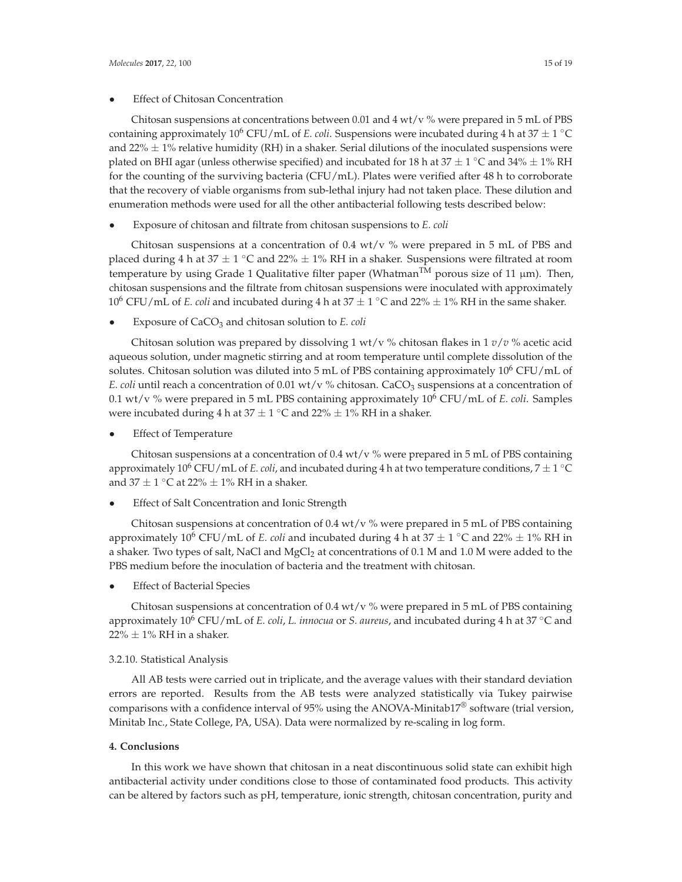- Effect of Chitosan Concentration

Chitosan suspensions at concentrations between 0.01 and 4 wt/v % were prepared in 5 mL of PBS containing approximately $10^6$ CFU/mL of *E. coli*. Suspensions were incubated during 4 h at $37 \pm 1$ °C and $22\% \pm 1\%$ relative humidity (RH) in a shaker. Serial dilutions of the inoculated suspensions were plated on BHI agar (unless otherwise specified) and incubated for 18 h at $37 \pm 1$ °C and $34\% \pm 1\%$ RH for the counting of the surviving bacteria (CFU/mL). Plates were verified after 48 h to corroborate that the recovery of viable organisms from sub-lethal injury had not taken place. These dilution and enumeration methods were used for all the other antibacterial following tests described below:

- Exposure of chitosan and filtrate from chitosan suspensions to *E. coli*

Chitosan suspensions at a concentration of 0.4 wt/v % were prepared in 5 mL of PBS and placed during 4 h at $37 \pm 1$ °C and $22\% \pm 1\%$ RH in a shaker. Suspensions were filtrated at room temperature by using Grade 1 Qualitative filter paper (Whatman™ porous size of 11 μm). Then, chitosan suspensions and the filtrate from chitosan suspensions were inoculated with approximately $10^6$ CFU/mL of *E. coli* and incubated during 4 h at $37 \pm 1$ °C and $22\% \pm 1\%$ RH in the same shaker.

- Exposure of $CaCO_3$ and chitosan solution to *E. coli*

Chitosan solution was prepared by dissolving 1 wt/v % chitosan flakes in 1 *v*/*v* % acetic acid aqueous solution, under magnetic stirring and at room temperature until complete dissolution of the solutes. Chitosan solution was diluted into 5 mL of PBS containing approximately $10^6$ CFU/mL of *E. coli* until reach a concentration of 0.01 wt/v % chitosan. $CaCO_3$ suspensions at a concentration of 0.1 wt/v % were prepared in 5 mL PBS containing approximately $10^6$ CFU/mL of *E. coli*. Samples were incubated during 4 h at $37 \pm 1$ °C and $22\% \pm 1\%$ RH in a shaker.

- Effect of Temperature

Chitosan suspensions at a concentration of 0.4 wt/v % were prepared in 5 mL of PBS containing approximately $10^6$ CFU/mL of *E. coli*, and incubated during 4 h at two temperature conditions, $7 \pm 1$ °C and $37 \pm 1$ °C at $22\% \pm 1\%$ RH in a shaker.

- Effect of Salt Concentration and Ionic Strength

Chitosan suspensions at concentration of 0.4 wt/v % were prepared in 5 mL of PBS containing approximately $10^6$ CFU/mL of *E. coli* and incubated during 4 h at $37 \pm 1$ °C and $22\% \pm 1\%$ RH in a shaker. Two types of salt, NaCl and $MgCl_2$ at concentrations of 0.1 M and 1.0 M were added to the PBS medium before the inoculation of bacteria and the treatment with chitosan.

- Effect of Bacterial Species

Chitosan suspensions at concentration of 0.4 wt/v % were prepared in 5 mL of PBS containing approximately $10^6$ CFU/mL of *E. coli*, *L. innocua* or *S. aureus*, and incubated during 4 h at 37 °C and $22\% \pm 1\%$ RH in a shaker.

#### 3.2.10. Statistical Analysis

All AB tests were carried out in triplicate, and the average values with their standard deviation errors are reported. Results from the AB tests were analyzed statistically via Tukey pairwise comparisons with a confidence interval of 95% using the ANOVA-Minitab17® software (trial version, Minitab Inc., State College, PA, USA). Data were normalized by re-scaling in log form.

## 4. Conclusions

In this work we have shown that chitosan in a neat discontinuous solid state can exhibit high antibacterial activity under conditions close to those of contaminated food products. This activity can be altered by factors such as pH, temperature, ionic strength, chitosan concentration, purity and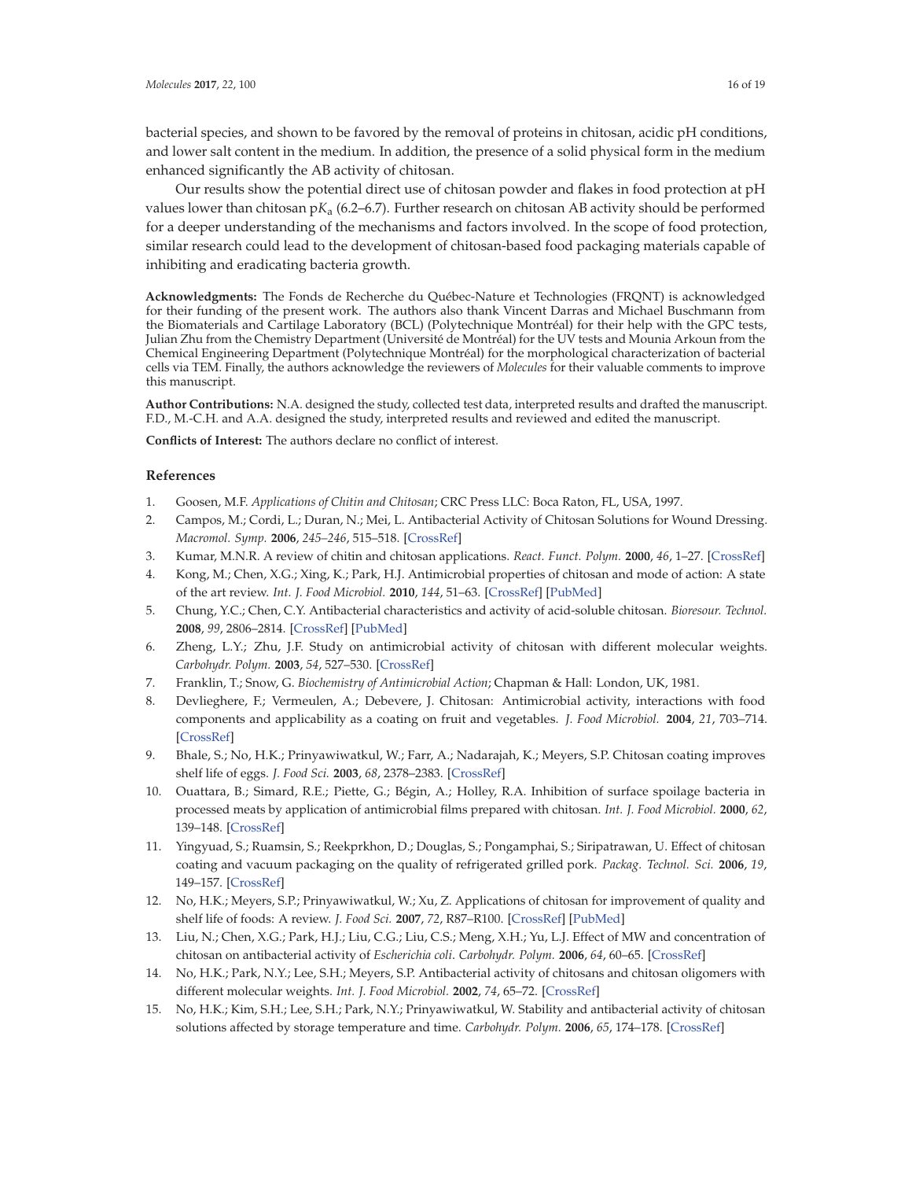bacterial species, and shown to be favored by the removal of proteins in chitosan, acidic pH conditions, and lower salt content in the medium. In addition, the presence of a solid physical form in the medium enhanced significantly the AB activity of chitosan.

Our results show the potential direct use of chitosan powder and flakes in food protection at pH values lower than chitosan p$K_a$ (6.2–6.7). Further research on chitosan AB activity should be performed for a deeper understanding of the mechanisms and factors involved. In the scope of food protection, similar research could lead to the development of chitosan-based food packaging materials capable of inhibiting and eradicating bacteria growth.

**Acknowledgments:** The Fonds de Recherche du Québec-Nature et Technologies (FRQNT) is acknowledged for their funding of the present work. The authors also thank Vincent Darras and Michael Buschmann from the Biomaterials and Cartilage Laboratory (BCL) (Polytechnique Montréal) for their help with the GPC tests, Julian Zhu from the Chemistry Department (Université de Montréal) for the UV tests and Mounia Arkoun from the Chemical Engineering Department (Polytechnique Montréal) for the morphological characterization of bacterial cells via TEM. Finally, the authors acknowledge the reviewers of *Molecules* for their valuable comments to improve this manuscript.

**Author Contributions:** N.A. designed the study, collected test data, interpreted results and drafted the manuscript. F.D., M.-C.H. and A.A. designed the study, interpreted results and reviewed and edited the manuscript.

**Conflicts of Interest:** The authors declare no conflict of interest.

## References

1. Goosen, M.F. *Applications of Chitin and Chitosan*; CRC Press LLC: Boca Raton, FL, USA, 1997.
2. Campos, M.; Cordi, L.; Duran, N.; Mei, L. Antibacterial Activity of Chitosan Solutions for Wound Dressing. *Macromol. Symp.* **2006**, *245–246*, 515–518. [CrossRef]
3. Kumar, M.N.R. A review of chitin and chitosan applications. *React. Funct. Polym.* **2000**, *46*, 1–27. [CrossRef]
4. Kong, M.; Chen, X.G.; Xing, K.; Park, H.J. Antimicrobial properties of chitosan and mode of action: A state of the art review. *Int. J. Food Microbiol.* **2010**, *144*, 51–63. [CrossRef] [PubMed]
5. Chung, Y.C.; Chen, C.Y. Antibacterial characteristics and activity of acid-soluble chitosan. *Bioresour. Technol.* **2008**, *99*, 2806–2814. [CrossRef] [PubMed]
6. Zheng, L.Y.; Zhu, J.F. Study on antimicrobial activity of chitosan with different molecular weights. *Carbohydr. Polym.* **2003**, *54*, 527–530. [CrossRef]
7. Franklin, T.; Snow, G. *Biochemistry of Antimicrobial Action*; Chapman & Hall: London, UK, 1981.
8. Devlieghere, F.; Vermeulen, A.; Debevere, J. Chitosan: Antimicrobial activity, interactions with food components and applicability as a coating on fruit and vegetables. *J. Food Microbiol.* **2004**, *21*, 703–714. [CrossRef]
9. Bhale, S.; No, H.K.; Prinyawiwatkul, W.; Farr, A.; Nadarajah, K.; Meyers, S.P. Chitosan coating improves shelf life of eggs. *J. Food Sci.* **2003**, *68*, 2378–2383. [CrossRef]
10. Ouattara, B.; Simard, R.E.; Piette, G.; Bégin, A.; Holley, R.A. Inhibition of surface spoilage bacteria in processed meats by application of antimicrobial films prepared with chitosan. *Int. J. Food Microbiol.* **2000**, *62*, 139–148. [CrossRef]
11. Yingyuad, S.; Ruamsin, S.; Reekprkhon, D.; Douglas, S.; Pongamphai, S.; Siripatrawan, U. Effect of chitosan coating and vacuum packaging on the quality of refrigerated grilled pork. *Packag. Technol. Sci.* **2006**, *19*, 149–157. [CrossRef]
12. No, H.K.; Meyers, S.P.; Prinyawiwatkul, W.; Xu, Z. Applications of chitosan for improvement of quality and shelf life of foods: A review. *J. Food Sci.* **2007**, *72*, R87–R100. [CrossRef] [PubMed]
13. Liu, N.; Chen, X.G.; Park, H.J.; Liu, C.G.; Liu, C.S.; Meng, X.H.; Yu, L.J. Effect of MW and concentration of chitosan on antibacterial activity of *Escherichia coli*. *Carbohydr. Polym.* **2006**, *64*, 60–65. [CrossRef]
14. No, H.K.; Park, N.Y.; Lee, S.H.; Meyers, S.P. Antibacterial activity of chitosans and chitosan oligomers with different molecular weights. *Int. J. Food Microbiol.* **2002**, *74*, 65–72. [CrossRef]
15. No, H.K.; Kim, S.H.; Lee, S.H.; Park, N.Y.; Prinyawiwatkul, W. Stability and antibacterial activity of chitosan solutions affected by storage temperature and time. *Carbohydr. Polym.* **2006**, *65*, 174–178. [CrossRef]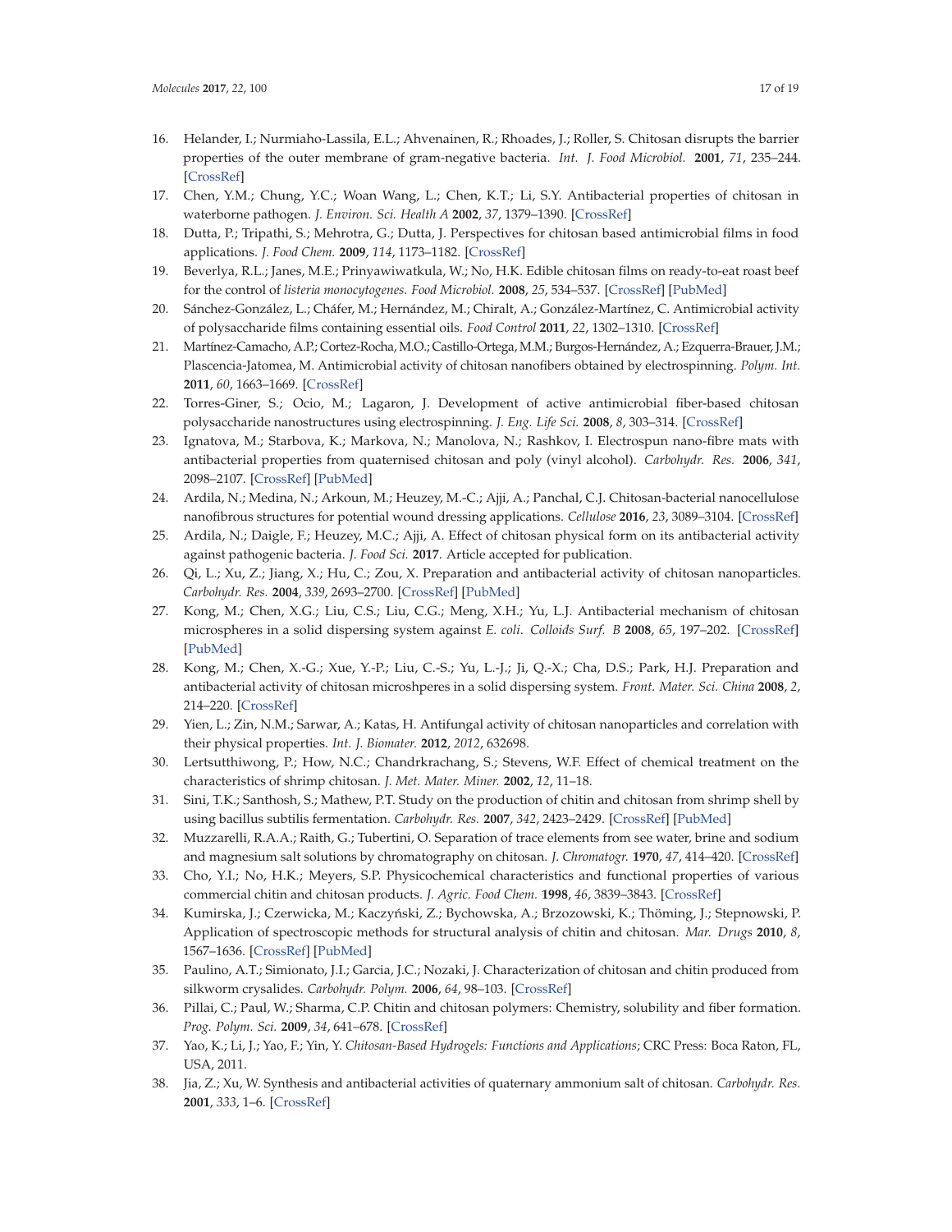16. Helander, I.; Nurmiaho-Lassila, E.L.; Ahvenainen, R.; Rhoades, J.; Roller, S. Chitosan disrupts the barrier properties of the outer membrane of gram-negative bacteria. *Int. J. Food Microbiol.* **2001**, *71*, 235–244. [CrossRef]
17. Chen, Y.M.; Chung, Y.C.; Woan Wang, L.; Chen, K.T.; Li, S.Y. Antibacterial properties of chitosan in waterborne pathogen. *J. Environ. Sci. Health A* **2002**, *37*, 1379–1390. [CrossRef]
18. Dutta, P.; Tripathi, S.; Mehrotra, G.; Dutta, J. Perspectives for chitosan based antimicrobial films in food applications. *J. Food Chem.* **2009**, *114*, 1173–1182. [CrossRef]
19. Beverlya, R.L.; Janes, M.E.; Prinyawiwatkula, W.; No, H.K. Edible chitosan films on ready-to-eat roast beef for the control of *listeria monocytogenes*. *Food Microbiol.* **2008**, *25*, 534–537. [CrossRef] [PubMed]
20. Sánchez-González, L.; Cháfer, M.; Hernández, M.; Chiralt, A.; González-Martínez, C. Antimicrobial activity of polysaccharide films containing essential oils. *Food Control* **2011**, *22*, 1302–1310. [CrossRef]
21. Martínez-Camacho, A.P.; Cortez-Rocha, M.O.; Castillo-Ortega, M.M.; Burgos-Hernández, A.; Ezquerra-Brauer, J.M.; Plascencia-Jatomea, M. Antimicrobial activity of chitosan nanofibers obtained by electrospinning. *Polym. Int.* **2011**, *60*, 1663–1669. [CrossRef]
22. Torres-Giner, S.; Ocio, M.; Lagaron, J. Development of active antimicrobial fiber-based chitosan polysaccharide nanostructures using electrospinning. *J. Eng. Life Sci.* **2008**, *8*, 303–314. [CrossRef]
23. Ignatova, M.; Starbova, K.; Markova, N.; Manolova, N.; Rashkov, I. Electrospun nano-fibre mats with antibacterial properties from quaternised chitosan and poly (vinyl alcohol). *Carbohydr. Res.* **2006**, *341*, 2098–2107. [CrossRef] [PubMed]
24. Ardila, N.; Medina, N.; Arkoun, M.; Heuzey, M.-C.; Ajji, A.; Panchal, C.J. Chitosan-bacterial nanocellulose nanofibrous structures for potential wound dressing applications. *Cellulose* **2016**, *23*, 3089–3104. [CrossRef]
25. Ardila, N.; Daigle, F.; Heuzey, M.C.; Ajji, A. Effect of chitosan physical form on its antibacterial activity against pathogenic bacteria. *J. Food Sci.* **2017**. Article accepted for publication.
26. Qi, L.; Xu, Z.; Jiang, X.; Hu, C.; Zou, X. Preparation and antibacterial activity of chitosan nanoparticles. *Carbohydr. Res.* **2004**, *339*, 2693–2700. [CrossRef] [PubMed]
27. Kong, M.; Chen, X.G.; Liu, C.S.; Liu, C.G.; Meng, X.H.; Yu, L.J. Antibacterial mechanism of chitosan microspheres in a solid dispersing system against *E. coli*. *Colloids Surf. B* **2008**, *65*, 197–202. [CrossRef] [PubMed]
28. Kong, M.; Chen, X.-G.; Xue, Y.-P.; Liu, C.-S.; Yu, L.-J.; Ji, Q.-X.; Cha, D.S.; Park, H.J. Preparation and antibacterial activity of chitosan microshperes in a solid dispersing system. *Front. Mater. Sci. China* **2008**, *2*, 214–220. [CrossRef]
29. Yien, L.; Zin, N.M.; Sarwar, A.; Katas, H. Antifungal activity of chitosan nanoparticles and correlation with their physical properties. *Int. J. Biomater.* **2012**, *2012*, 632698.
30. Lertsutthiwong, P.; How, N.C.; Chandrkrachang, S.; Stevens, W.F. Effect of chemical treatment on the characteristics of shrimp chitosan. *J. Met. Mater. Miner.* **2002**, *12*, 11–18.
31. Sini, T.K.; Santhosh, S.; Mathew, P.T. Study on the production of chitin and chitosan from shrimp shell by using bacillus subtilis fermentation. *Carbohydr. Res.* **2007**, *342*, 2423–2429. [CrossRef] [PubMed]
32. Muzzarelli, R.A.A.; Raith, G.; Tubertini, O. Separation of trace elements from see water, brine and sodium and magnesium salt solutions by chromatography on chitosan. *J. Chromatogr.* **1970**, *47*, 414–420. [CrossRef]
33. Cho, Y.I.; No, H.K.; Meyers, S.P. Physicochemical characteristics and functional properties of various commercial chitin and chitosan products. *J. Agric. Food Chem.* **1998**, *46*, 3839–3843. [CrossRef]
34. Kumirska, J.; Czerwicka, M.; Kaczyński, Z.; Bychowska, A.; Brzozowski, K.; Thöming, J.; Stepnowski, P. Application of spectroscopic methods for structural analysis of chitin and chitosan. *Mar. Drugs* **2010**, *8*, 1567–1636. [CrossRef] [PubMed]
35. Paulino, A.T.; Simionato, J.I.; Garcia, J.C.; Nozaki, J. Characterization of chitosan and chitin produced from silkworm crysalides. *Carbohydr. Polym.* **2006**, *64*, 98–103. [CrossRef]
36. Pillai, C.; Paul, W.; Sharma, C.P. Chitin and chitosan polymers: Chemistry, solubility and fiber formation. *Prog. Polym. Sci.* **2009**, *34*, 641–678. [CrossRef]
37. Yao, K.; Li, J.; Yao, F.; Yin, Y. *Chitosan-Based Hydrogels: Functions and Applications*; CRC Press: Boca Raton, FL, USA, 2011.
38. Jia, Z.; Xu, W. Synthesis and antibacterial activities of quaternary ammonium salt of chitosan. *Carbohydr. Res.* **2001**, *333*, 1–6. [CrossRef]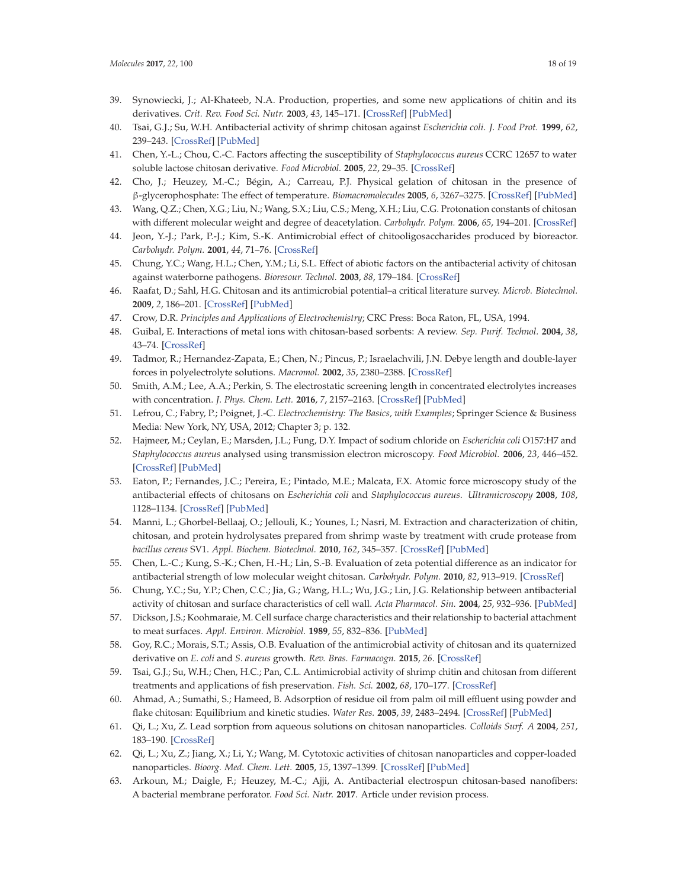39. Synowiecki, J.; Al-Khateeb, N.A. Production, properties, and some new applications of chitin and its derivatives. *Crit. Rev. Food Sci. Nutr.* **2003**, *43*, 145–171. [CrossRef] [PubMed]
40. Tsai, G.J.; Su, W.H. Antibacterial activity of shrimp chitosan against *Escherichia coli*. *J. Food Prot.* **1999**, *62*, 239–243. [CrossRef] [PubMed]
41. Chen, Y.-L.; Chou, C.-C. Factors affecting the susceptibility of *Staphylococcus aureus* CCRC 12657 to water soluble lactose chitosan derivative. *Food Microbiol.* **2005**, *22*, 29–35. [CrossRef]
42. Cho, J.; Heuzey, M.-C.; Bégin, A.; Carreau, P.J. Physical gelation of chitosan in the presence of β-glycerophosphate: The effect of temperature. *Biomacromolecules* **2005**, *6*, 3267–3275. [CrossRef] [PubMed]
43. Wang, Q.Z.; Chen, X.G.; Liu, N.; Wang, S.X.; Liu, C.S.; Meng, X.H.; Liu, C.G. Protonation constants of chitosan with different molecular weight and degree of deacetylation. *Carbohydr. Polym.* **2006**, *65*, 194–201. [CrossRef]
44. Jeon, Y.-J.; Park, P.-J.; Kim, S.-K. Antimicrobial effect of chitooligosaccharides produced by bioreactor. *Carbohydr. Polym.* **2001**, *44*, 71–76. [CrossRef]
45. Chung, Y.C.; Wang, H.L.; Chen, Y.M.; Li, S.L. Effect of abiotic factors on the antibacterial activity of chitosan against waterborne pathogens. *Bioresour. Technol.* **2003**, *88*, 179–184. [CrossRef]
46. Raafat, D.; Sahl, H.G. Chitosan and its antimicrobial potential–a critical literature survey. *Microb. Biotechnol.* **2009**, *2*, 186–201. [CrossRef] [PubMed]
47. Crow, D.R. *Principles and Applications of Electrochemistry*; CRC Press: Boca Raton, FL, USA, 1994.
48. Guibal, E. Interactions of metal ions with chitosan-based sorbents: A review. *Sep. Purif. Technol.* **2004**, *38*, 43–74. [CrossRef]
49. Tadmor, R.; Hernandez-Zapata, E.; Chen, N.; Pincus, P.; Israelachvili, J.N. Debye length and double-layer forces in polyelectrolyte solutions. *Macromol.* **2002**, *35*, 2380–2388. [CrossRef]
50. Smith, A.M.; Lee, A.A.; Perkin, S. The electrostatic screening length in concentrated electrolytes increases with concentration. *J. Phys. Chem. Lett.* **2016**, *7*, 2157–2163. [CrossRef] [PubMed]
51. Lefrou, C.; Fabry, P.; Poignet, J.-C. *Electrochemistry: The Basics, with Examples*; Springer Science & Business Media: New York, NY, USA, 2012; Chapter 3; p. 132.
52. Hajmeer, M.; Ceylan, E.; Marsden, J.L.; Fung, D.Y. Impact of sodium chloride on *Escherichia coli* O157:H7 and *Staphylococcus aureus* analysed using transmission electron microscopy. *Food Microbiol.* **2006**, *23*, 446–452. [CrossRef] [PubMed]
53. Eaton, P.; Fernandes, J.C.; Pereira, E.; Pintado, M.E.; Malcata, F.X. Atomic force microscopy study of the antibacterial effects of chitosans on *Escherichia coli* and *Staphylococcus aureus*. *Ultramicroscopy* **2008**, *108*, 1128–1134. [CrossRef] [PubMed]
54. Manni, L.; Ghorbel-Bellaaj, O.; Jellouli, K.; Younes, I.; Nasri, M. Extraction and characterization of chitin, chitosan, and protein hydrolysates prepared from shrimp waste by treatment with crude protease from *bacillus cereus* SV1. *Appl. Biochem. Biotechnol.* **2010**, *162*, 345–357. [CrossRef] [PubMed]
55. Chen, L.-C.; Kung, S.-K.; Chen, H.-H.; Lin, S.-B. Evaluation of zeta potential difference as an indicator for antibacterial strength of low molecular weight chitosan. *Carbohydr. Polym.* **2010**, *82*, 913–919. [CrossRef]
56. Chung, Y.C.; Su, Y.P.; Chen, C.C.; Jia, G.; Wang, H.L.; Wu, J.G.; Lin, J.G. Relationship between antibacterial activity of chitosan and surface characteristics of cell wall. *Acta Pharmacol. Sin.* **2004**, *25*, 932–936. [PubMed]
57. Dickson, J.S.; Koohmaraie, M. Cell surface charge characteristics and their relationship to bacterial attachment to meat surfaces. *Appl. Environ. Microbiol.* **1989**, *55*, 832–836. [PubMed]
58. Goy, R.C.; Morais, S.T.; Assis, O.B. Evaluation of the antimicrobial activity of chitosan and its quaternized derivative on *E. coli* and *S. aureus* growth. *Rev. Bras. Farmacogn.* **2015**, *26*. [CrossRef]
59. Tsai, G.J.; Su, W.H.; Chen, H.C.; Pan, C.L. Antimicrobial activity of shrimp chitin and chitosan from different treatments and applications of fish preservation. *Fish. Sci.* **2002**, *68*, 170–177. [CrossRef]
60. Ahmad, A.; Sumathi, S.; Hameed, B. Adsorption of residue oil from palm oil mill effluent using powder and flake chitosan: Equilibrium and kinetic studies. *Water Res.* **2005**, *39*, 2483–2494. [CrossRef] [PubMed]
61. Qi, L.; Xu, Z. Lead sorption from aqueous solutions on chitosan nanoparticles. *Colloids Surf. A* **2004**, *251*, 183–190. [CrossRef]
62. Qi, L.; Xu, Z.; Jiang, X.; Li, Y.; Wang, M. Cytotoxic activities of chitosan nanoparticles and copper-loaded nanoparticles. *Bioorg. Med. Chem. Lett.* **2005**, *15*, 1397–1399. [CrossRef] [PubMed]
63. Arkoun, M.; Daigle, F.; Heuzey, M.-C.; Ajji, A. Antibacterial electrospun chitosan-based nanofibers: A bacterial membrane perforator. *Food Sci. Nutr.* **2017**. Article under revision process.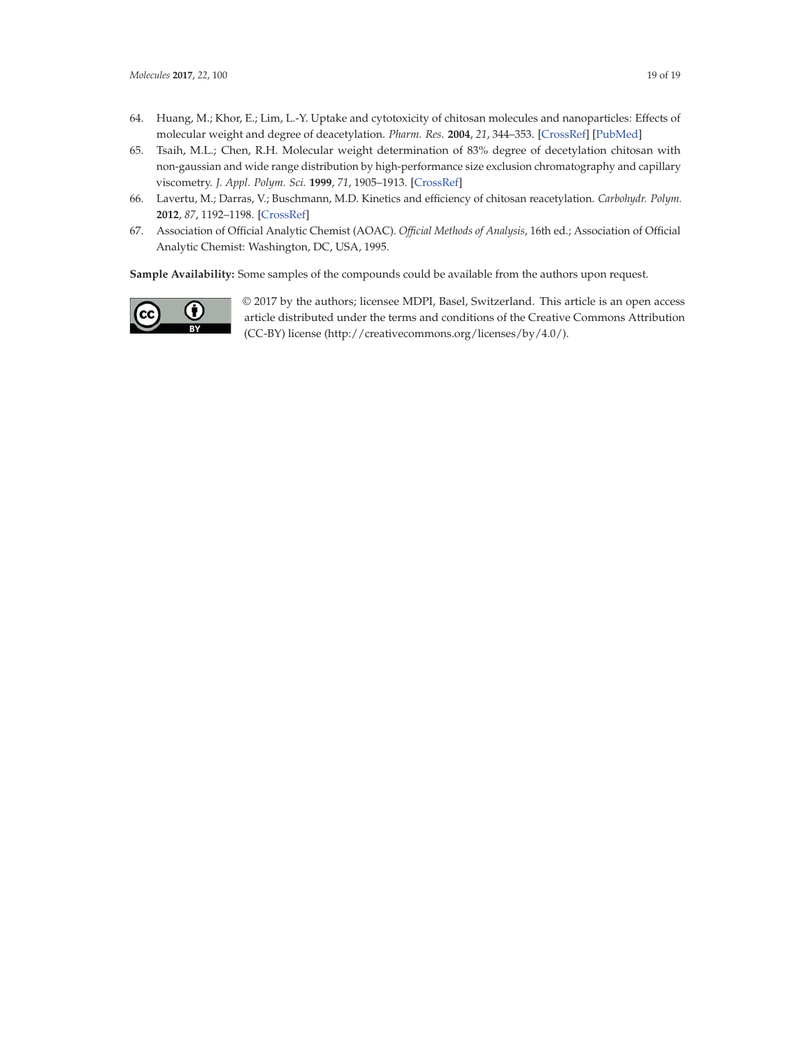64. Huang, M.; Khor, E.; Lim, L.-Y. Uptake and cytotoxicity of chitosan molecules and nanoparticles: Effects of molecular weight and degree of deacetylation. *Pharm. Res.* **2004**, *21*, 344–353. [CrossRef] [PubMed]
65. Tsaih, M.L.; Chen, R.H. Molecular weight determination of 83% degree of decetylation chitosan with non-gaussian and wide range distribution by high-performance size exclusion chromatography and capillary viscometry. *J. Appl. Polym. Sci.* **1999**, *71*, 1905–1913. [CrossRef]
66. Lavertu, M.; Darras, V.; Buschmann, M.D. Kinetics and efficiency of chitosan reacetylation. *Carbohydr. Polym.* **2012**, *87*, 1192–1198. [CrossRef]
67. Association of Official Analytic Chemist (AOAC). *Official Methods of Analysis*, 16th ed.; Association of Official Analytic Chemist: Washington, DC, USA, 1995.

**Sample Availability:** Some samples of the compounds could be available from the authors upon request.

© 2017 by the authors; licensee MDPI, Basel, Switzerland. This article is an open access article distributed under the terms and conditions of the Creative Commons Attribution (CC-BY) license (http://creativecommons.org/licenses/by/4.0/).